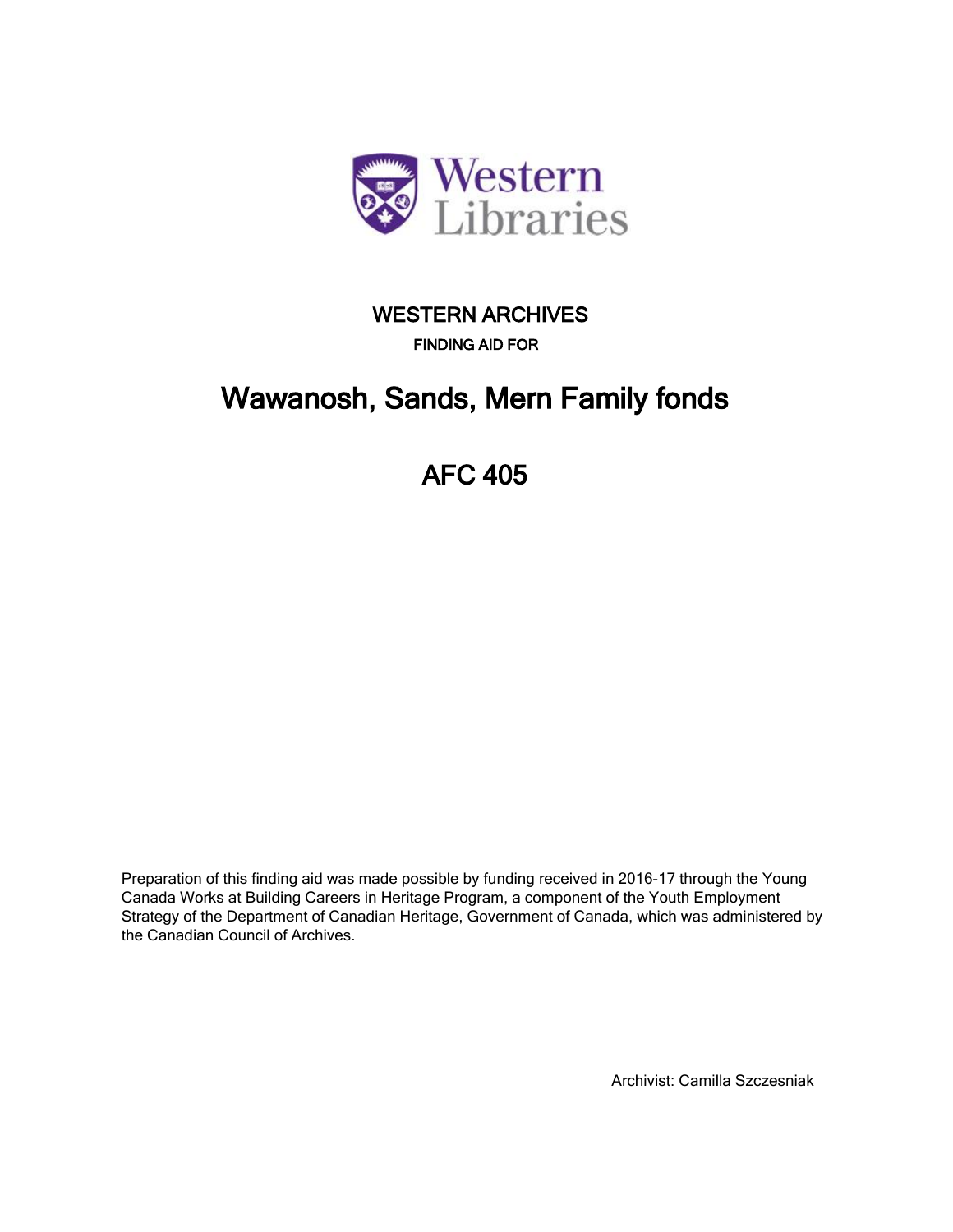Western Libraries

WESTERN ARCHIVES

FINDING AID FOR

# Wawanosh, Sands, Mern Family fonds

# AFC 405

Preparation of this finding aid was made possible by funding received in 2016-17 through the Young Canada Works at Building Careers in Heritage Program, a component of the Youth Employment Strategy of the Department of Canadian Heritage, Government of Canada, which was administered by the Canadian Council of Archives.

Archivist: Camilla Szczesniak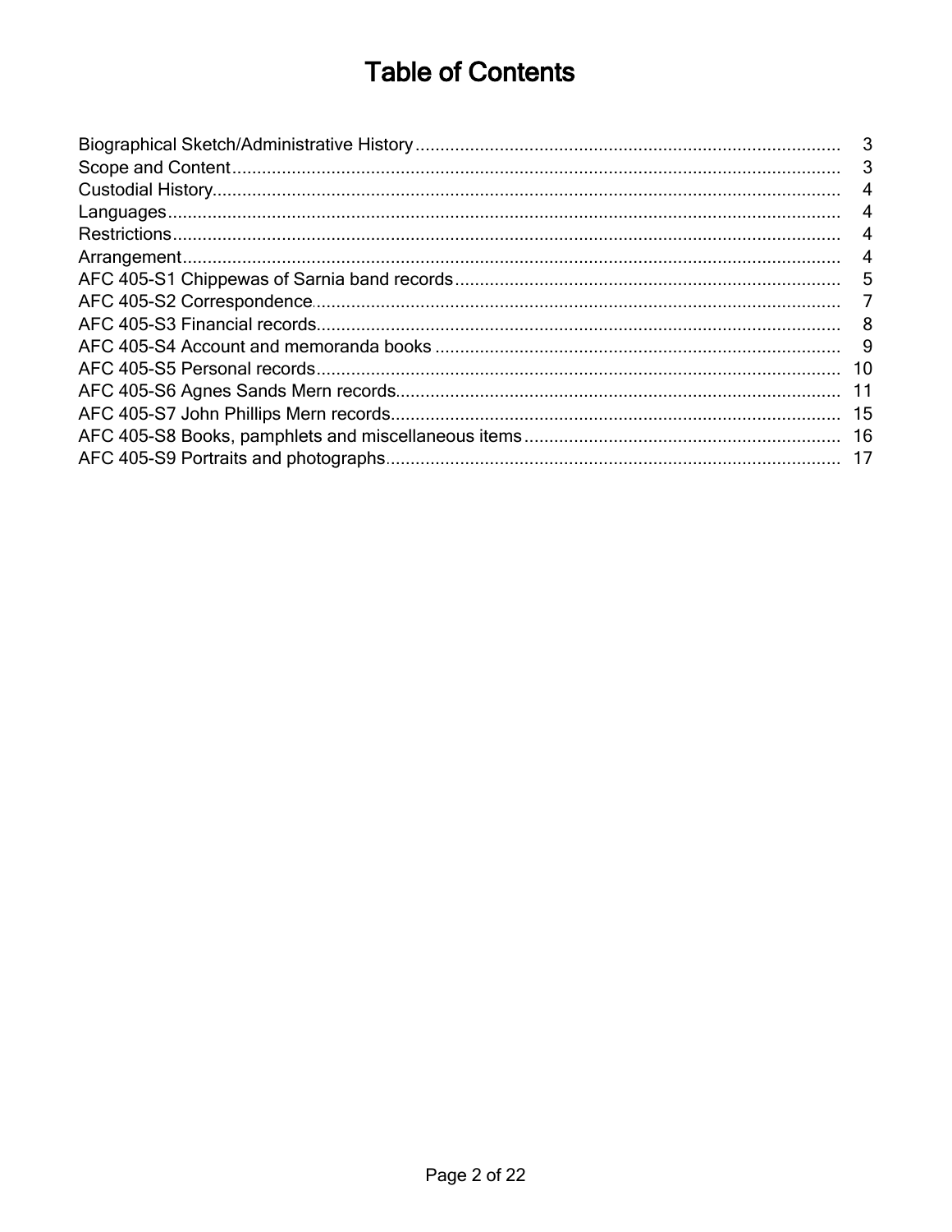# Table of Contents

| | |
|---|---|
| Biographical Sketch/Administrative History | 3 |
| Scope and Content | 3 |
| Custodial History | 4 |
| Languages | 4 |
| Restrictions | 4 |
| Arrangement | 4 |
| AFC 405-S1 Chippewas of Sarnia band records | 5 |
| AFC 405-S2 Correspondence | 7 |
| AFC 405-S3 Financial records | 8 |
| AFC 405-S4 Account and memoranda books | 9 |
| AFC 405-S5 Personal records | 10 |
| AFC 405-S6 Agnes Sands Mern records | 11 |
| AFC 405-S7 John Phillips Mern records | 15 |
| AFC 405-S8 Books, pamphlets and miscellaneous items | 16 |
| AFC 405-S9 Portraits and photographs | 17 |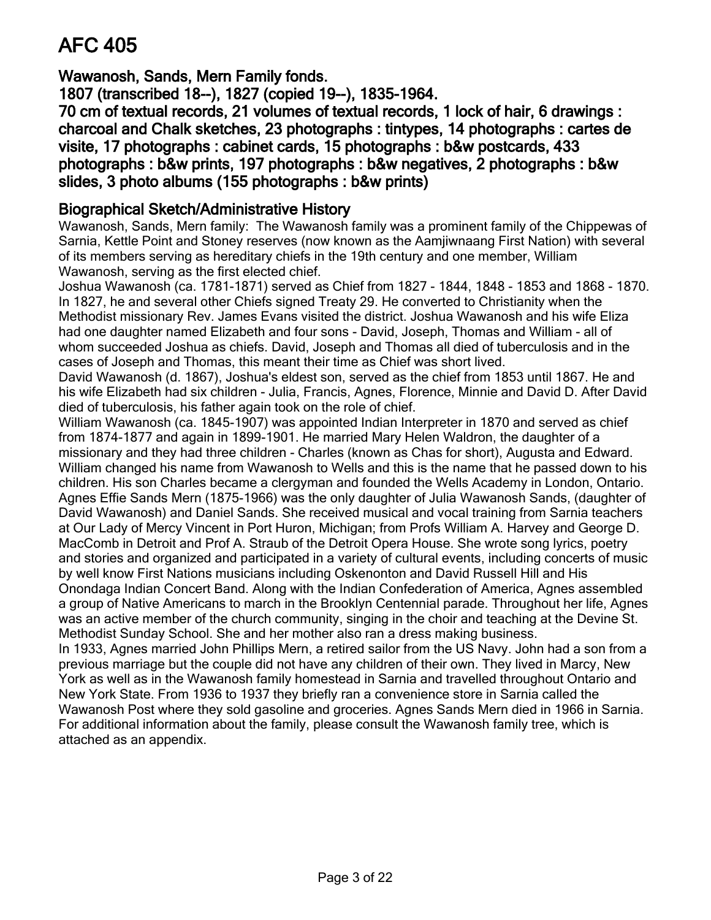# AFC 405

**Wawanosh, Sands, Mern Family fonds.**
**1807 (transcribed 18--), 1827 (copied 19--), 1835-1964.**
**70 cm of textual records, 21 volumes of textual records, 1 lock of hair, 6 drawings : charcoal and Chalk sketches, 23 photographs : tintypes, 14 photographs : cartes de visite, 17 photographs : cabinet cards, 15 photographs : b&w postcards, 433 photographs : b&w prints, 197 photographs : b&w negatives, 2 photographs : b&w slides, 3 photo albums (155 photographs : b&w prints)**

## Biographical Sketch/Administrative History

Wawanosh, Sands, Mern family: The Wawanosh family was a prominent family of the Chippewas of Sarnia, Kettle Point and Stoney reserves (now known as the Aamjiwnaang First Nation) with several of its members serving as hereditary chiefs in the 19th century and one member, William Wawanosh, serving as the first elected chief.

Joshua Wawanosh (ca. 1781-1871) served as Chief from 1827 - 1844, 1848 - 1853 and 1868 - 1870. In 1827, he and several other Chiefs signed Treaty 29. He converted to Christianity when the Methodist missionary Rev. James Evans visited the district. Joshua Wawanosh and his wife Eliza had one daughter named Elizabeth and four sons - David, Joseph, Thomas and William - all of whom succeeded Joshua as chiefs. David, Joseph and Thomas all died of tuberculosis and in the cases of Joseph and Thomas, this meant their time as Chief was short lived.

David Wawanosh (d. 1867), Joshua's eldest son, served as the chief from 1853 until 1867. He and his wife Elizabeth had six children - Julia, Francis, Agnes, Florence, Minnie and David D. After David died of tuberculosis, his father again took on the role of chief.

William Wawanosh (ca. 1845-1907) was appointed Indian Interpreter in 1870 and served as chief from 1874-1877 and again in 1899-1901. He married Mary Helen Waldron, the daughter of a missionary and they had three children - Charles (known as Chas for short), Augusta and Edward. William changed his name from Wawanosh to Wells and this is the name that he passed down to his children. His son Charles became a clergyman and founded the Wells Academy in London, Ontario.

Agnes Effie Sands Mern (1875-1966) was the only daughter of Julia Wawanosh Sands, (daughter of David Wawanosh) and Daniel Sands. She received musical and vocal training from Sarnia teachers at Our Lady of Mercy Vincent in Port Huron, Michigan; from Profs William A. Harvey and George D. MacComb in Detroit and Prof A. Straub of the Detroit Opera House. She wrote song lyrics, poetry and stories and organized and participated in a variety of cultural events, including concerts of music by well know First Nations musicians including Oskenonton and David Russell Hill and His Onondaga Indian Concert Band. Along with the Indian Confederation of America, Agnes assembled a group of Native Americans to march in the Brooklyn Centennial parade. Throughout her life, Agnes was an active member of the church community, singing in the choir and teaching at the Devine St. Methodist Sunday School. She and her mother also ran a dress making business.

In 1933, Agnes married John Phillips Mern, a retired sailor from the US Navy. John had a son from a previous marriage but the couple did not have any children of their own. They lived in Marcy, New York as well as in the Wawanosh family homestead in Sarnia and travelled throughout Ontario and New York State. From 1936 to 1937 they briefly ran a convenience store in Sarnia called the Wawanosh Post where they sold gasoline and groceries. Agnes Sands Mern died in 1966 in Sarnia. For additional information about the family, please consult the Wawanosh family tree, which is attached as an appendix.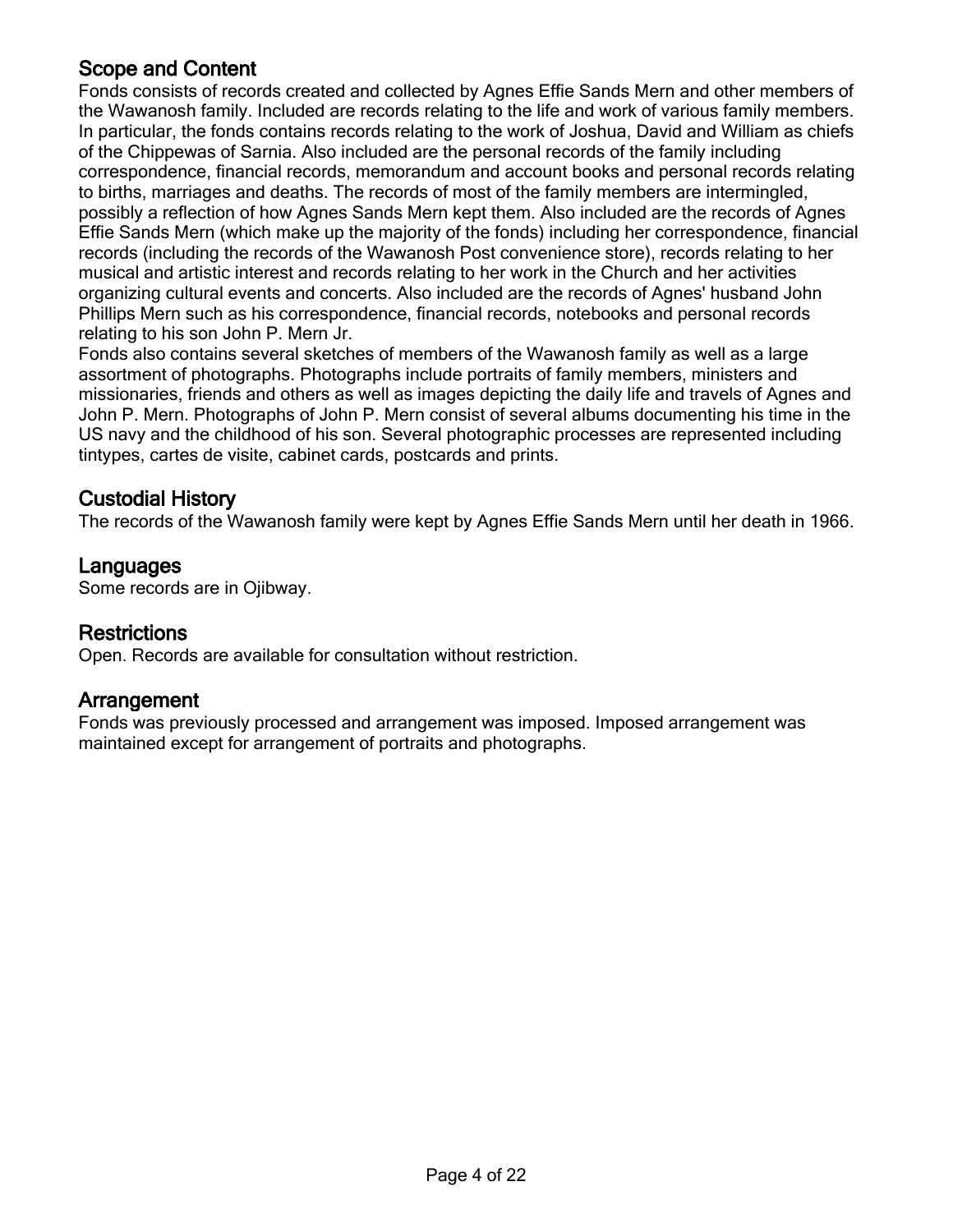## Scope and Content

Fonds consists of records created and collected by Agnes Effie Sands Mern and other members of the Wawanosh family. Included are records relating to the life and work of various family members. In particular, the fonds contains records relating to the work of Joshua, David and William as chiefs of the Chippewas of Sarnia. Also included are the personal records of the family including correspondence, financial records, memorandum and account books and personal records relating to births, marriages and deaths. The records of most of the family members are intermingled, possibly a reflection of how Agnes Sands Mern kept them. Also included are the records of Agnes Effie Sands Mern (which make up the majority of the fonds) including her correspondence, financial records (including the records of the Wawanosh Post convenience store), records relating to her musical and artistic interest and records relating to her work in the Church and her activities organizing cultural events and concerts. Also included are the records of Agnes' husband John Phillips Mern such as his correspondence, financial records, notebooks and personal records relating to his son John P. Mern Jr.

Fonds also contains several sketches of members of the Wawanosh family as well as a large assortment of photographs. Photographs include portraits of family members, ministers and missionaries, friends and others as well as images depicting the daily life and travels of Agnes and John P. Mern. Photographs of John P. Mern consist of several albums documenting his time in the US navy and the childhood of his son. Several photographic processes are represented including tintypes, cartes de visite, cabinet cards, postcards and prints.

## Custodial History

The records of the Wawanosh family were kept by Agnes Effie Sands Mern until her death in 1966.

## Languages

Some records are in Ojibway.

## Restrictions

Open. Records are available for consultation without restriction.

## Arrangement

Fonds was previously processed and arrangement was imposed. Imposed arrangement was maintained except for arrangement of portraits and photographs.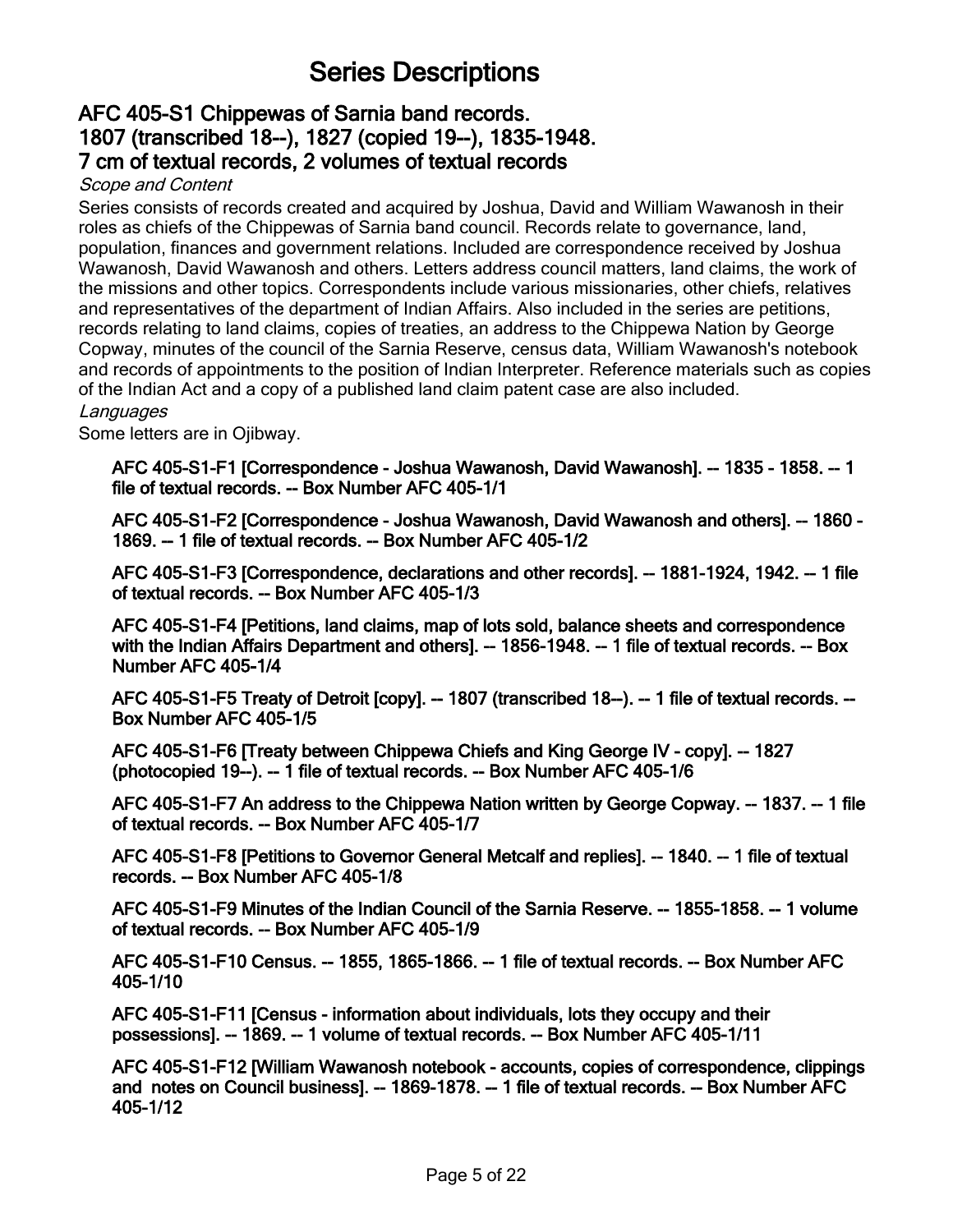# Series Descriptions

## AFC 405-S1 Chippewas of Sarnia band records. 1807 (transcribed 18--), 1827 (copied 19--), 1835-1948. 7 cm of textual records, 2 volumes of textual records

*Scope and Content*

Series consists of records created and acquired by Joshua, David and William Wawanosh in their roles as chiefs of the Chippewas of Sarnia band council. Records relate to governance, land, population, finances and government relations. Included are correspondence received by Joshua Wawanosh, David Wawanosh and others. Letters address council matters, land claims, the work of the missions and other topics. Correspondents include various missionaries, other chiefs, relatives and representatives of the department of Indian Affairs. Also included in the series are petitions, records relating to land claims, copies of treaties, an address to the Chippewa Nation by George Copway, minutes of the council of the Sarnia Reserve, census data, William Wawanosh's notebook and records of appointments to the position of Indian Interpreter. Reference materials such as copies of the Indian Act and a copy of a published land claim patent case are also included.

*Languages*

Some letters are in Ojibway.

**AFC 405-S1-F1 [Correspondence - Joshua Wawanosh, David Wawanosh]. -- 1835 - 1858. -- 1 file of textual records. -- Box Number AFC 405-1/1**

**AFC 405-S1-F2 [Correspondence - Joshua Wawanosh, David Wawanosh and others]. -- 1860 - 1869. -- 1 file of textual records. -- Box Number AFC 405-1/2**

**AFC 405-S1-F3 [Correspondence, declarations and other records]. -- 1881-1924, 1942. -- 1 file of textual records. -- Box Number AFC 405-1/3**

**AFC 405-S1-F4 [Petitions, land claims, map of lots sold, balance sheets and correspondence with the Indian Affairs Department and others]. -- 1856-1948. -- 1 file of textual records. -- Box Number AFC 405-1/4**

**AFC 405-S1-F5 Treaty of Detroit [copy]. -- 1807 (transcribed 18--). -- 1 file of textual records. -- Box Number AFC 405-1/5**

**AFC 405-S1-F6 [Treaty between Chippewa Chiefs and King George IV - copy]. -- 1827 (photocopied 19--). -- 1 file of textual records. -- Box Number AFC 405-1/6**

**AFC 405-S1-F7 An address to the Chippewa Nation written by George Copway. -- 1837. -- 1 file of textual records. -- Box Number AFC 405-1/7**

**AFC 405-S1-F8 [Petitions to Governor General Metcalf and replies]. -- 1840. -- 1 file of textual records. -- Box Number AFC 405-1/8**

**AFC 405-S1-F9 Minutes of the Indian Council of the Sarnia Reserve. -- 1855-1858. -- 1 volume of textual records. -- Box Number AFC 405-1/9**

**AFC 405-S1-F10 Census. -- 1855, 1865-1866. -- 1 file of textual records. -- Box Number AFC 405-1/10**

**AFC 405-S1-F11 [Census - information about individuals, lots they occupy and their possessions]. -- 1869. -- 1 volume of textual records. -- Box Number AFC 405-1/11**

**AFC 405-S1-F12 [William Wawanosh notebook - accounts, copies of correspondence, clippings and notes on Council business]. -- 1869-1878. -- 1 file of textual records. -- Box Number AFC 405-1/12**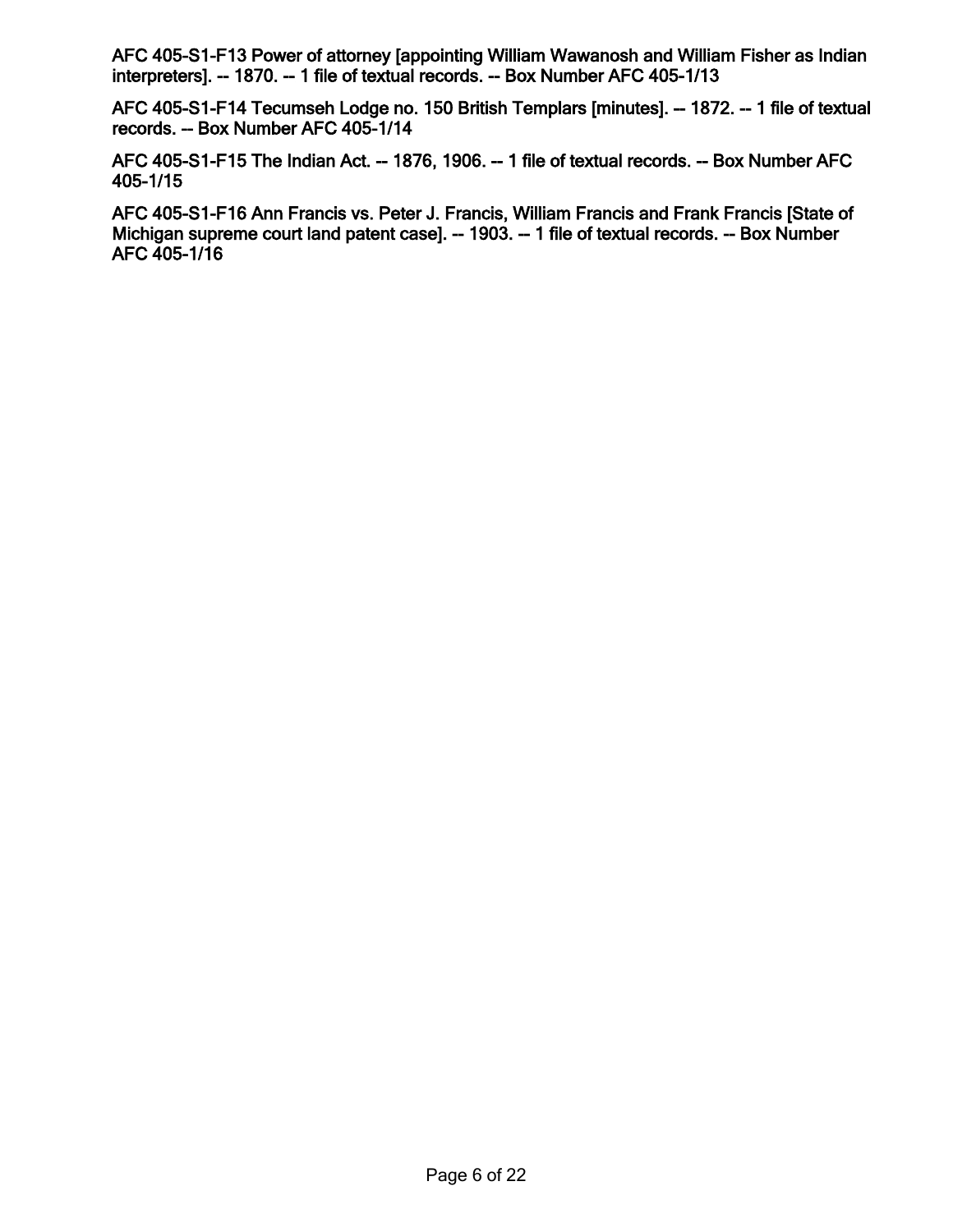AFC 405-S1-F13 Power of attorney [appointing William Wawanosh and William Fisher as Indian interpreters]. -- 1870. -- 1 file of textual records. -- Box Number AFC 405-1/13

AFC 405-S1-F14 Tecumseh Lodge no. 150 British Templars [minutes]. -- 1872. -- 1 file of textual records. -- Box Number AFC 405-1/14

AFC 405-S1-F15 The Indian Act. -- 1876, 1906. -- 1 file of textual records. -- Box Number AFC 405-1/15

AFC 405-S1-F16 Ann Francis vs. Peter J. Francis, William Francis and Frank Francis [State of Michigan supreme court land patent case]. -- 1903. -- 1 file of textual records. -- Box Number AFC 405-1/16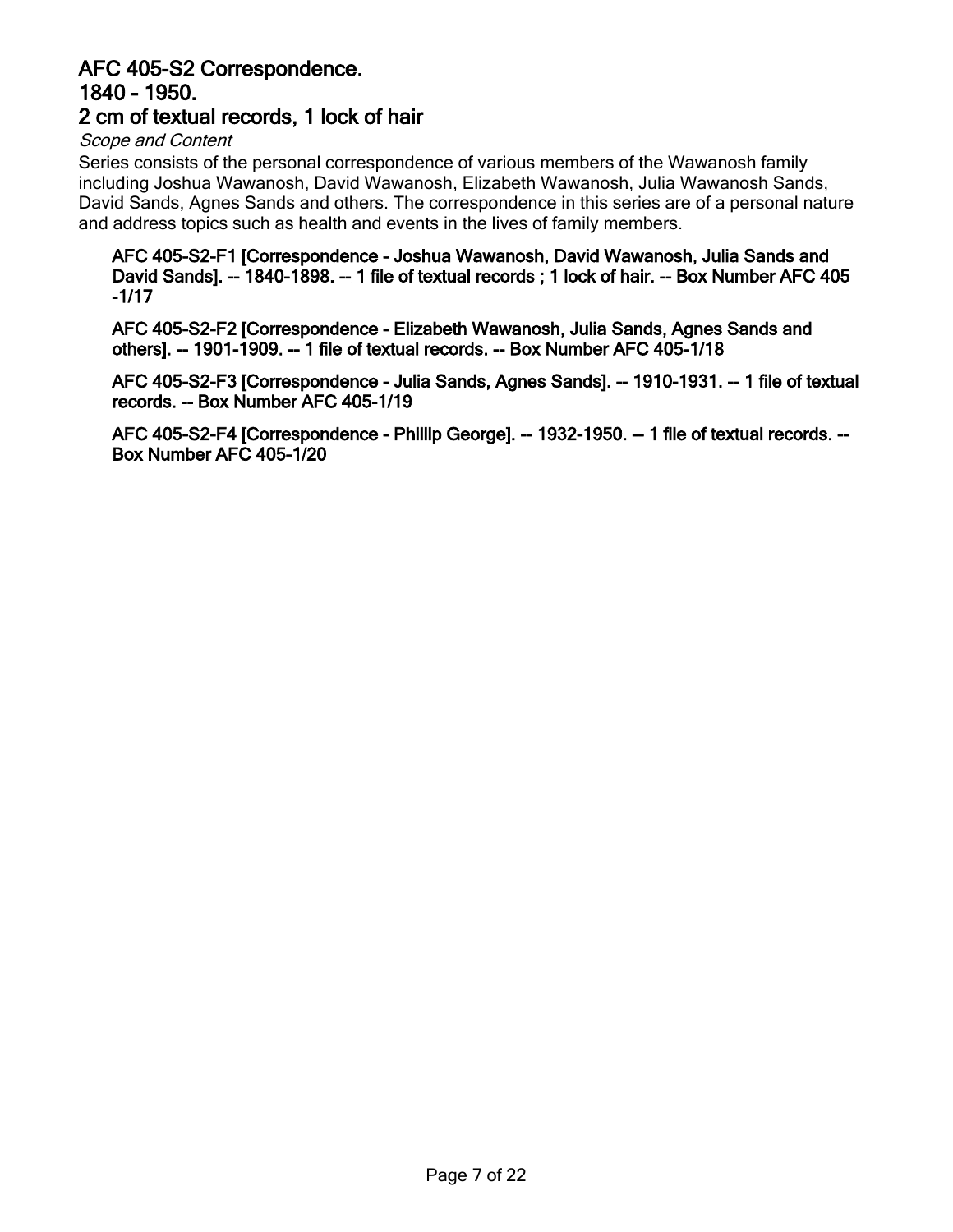## AFC 405-S2 Correspondence.
## 1840 - 1950.
## 2 cm of textual records, 1 lock of hair

*Scope and Content*

Series consists of the personal correspondence of various members of the Wawanosh family including Joshua Wawanosh, David Wawanosh, Elizabeth Wawanosh, Julia Wawanosh Sands, David Sands, Agnes Sands and others. The correspondence in this series are of a personal nature and address topics such as health and events in the lives of family members.

**AFC 405-S2-F1 [Correspondence - Joshua Wawanosh, David Wawanosh, Julia Sands and David Sands]. -- 1840-1898. -- 1 file of textual records ; 1 lock of hair. -- Box Number AFC 405 -1/17**

**AFC 405-S2-F2 [Correspondence - Elizabeth Wawanosh, Julia Sands, Agnes Sands and others]. -- 1901-1909. -- 1 file of textual records. -- Box Number AFC 405-1/18**

**AFC 405-S2-F3 [Correspondence - Julia Sands, Agnes Sands]. -- 1910-1931. -- 1 file of textual records. -- Box Number AFC 405-1/19**

**AFC 405-S2-F4 [Correspondence - Phillip George]. -- 1932-1950. -- 1 file of textual records. -- Box Number AFC 405-1/20**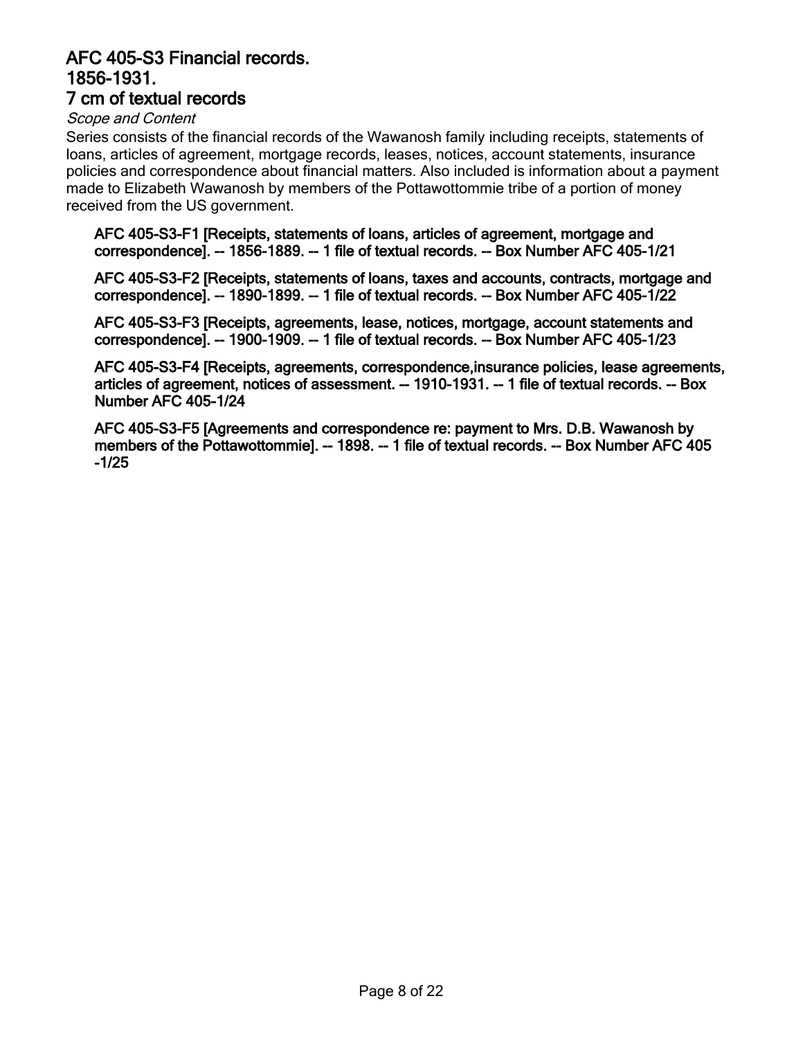## AFC 405-S3 Financial records.
## 1856-1931.
## 7 cm of textual records

*Scope and Content*

Series consists of the financial records of the Wawanosh family including receipts, statements of loans, articles of agreement, mortgage records, leases, notices, account statements, insurance policies and correspondence about financial matters. Also included is information about a payment made to Elizabeth Wawanosh by members of the Pottawottommie tribe of a portion of money received from the US government.

**AFC 405-S3-F1 [Receipts, statements of loans, articles of agreement, mortgage and correspondence]. -- 1856-1889. -- 1 file of textual records. -- Box Number AFC 405-1/21**

**AFC 405-S3-F2 [Receipts, statements of loans, taxes and accounts, contracts, mortgage and correspondence]. -- 1890-1899. -- 1 file of textual records. -- Box Number AFC 405-1/22**

**AFC 405-S3-F3 [Receipts, agreements, lease, notices, mortgage, account statements and correspondence]. -- 1900-1909. -- 1 file of textual records. -- Box Number AFC 405-1/23**

**AFC 405-S3-F4 [Receipts, agreements, correspondence,insurance policies, lease agreements, articles of agreement, notices of assessment. -- 1910-1931. -- 1 file of textual records. -- Box Number AFC 405-1/24**

**AFC 405-S3-F5 [Agreements and correspondence re: payment to Mrs. D.B. Wawanosh by members of the Pottawottommie]. -- 1898. -- 1 file of textual records. -- Box Number AFC 405 -1/25**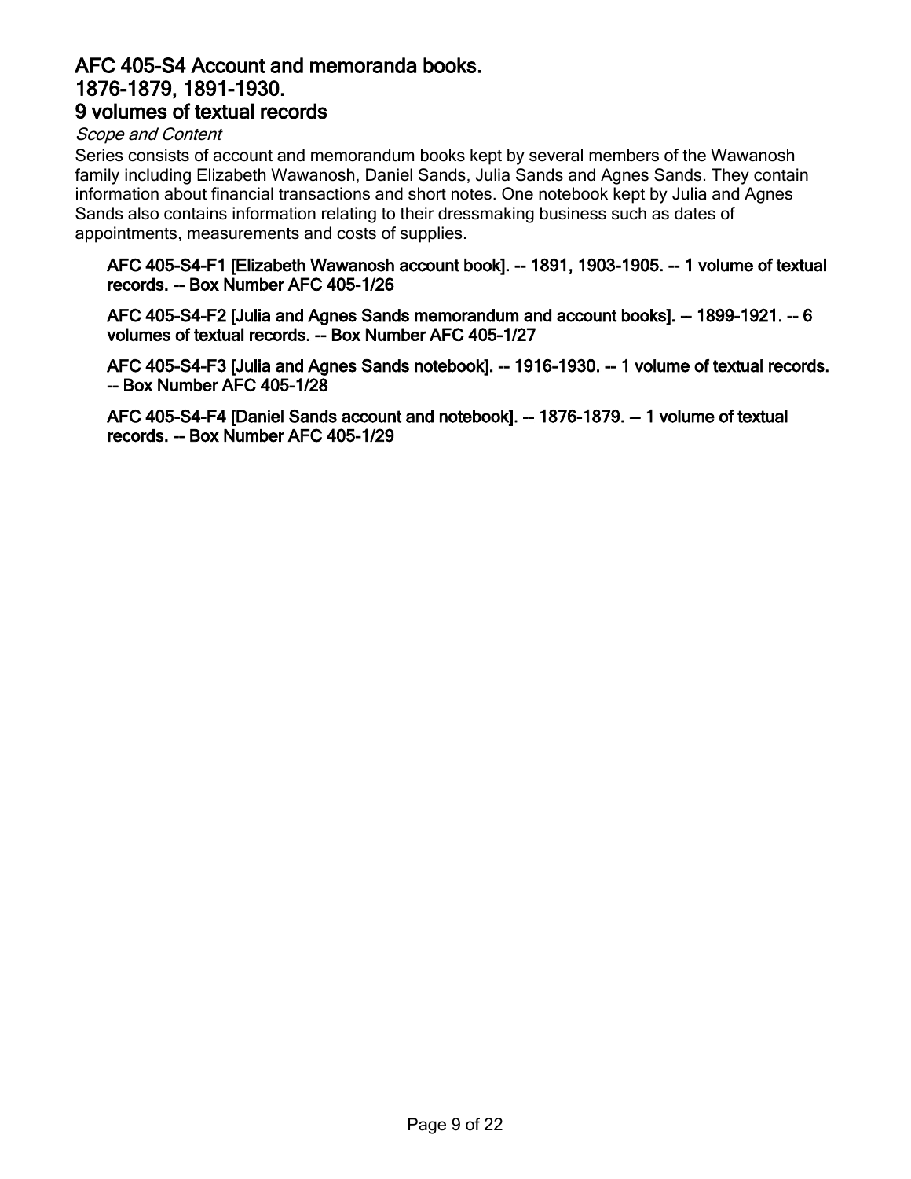## AFC 405-S4 Account and memoranda books.
## 1876-1879, 1891-1930.
## 9 volumes of textual records

*Scope and Content*

Series consists of account and memorandum books kept by several members of the Wawanosh family including Elizabeth Wawanosh, Daniel Sands, Julia Sands and Agnes Sands. They contain information about financial transactions and short notes. One notebook kept by Julia and Agnes Sands also contains information relating to their dressmaking business such as dates of appointments, measurements and costs of supplies.

**AFC 405-S4-F1 [Elizabeth Wawanosh account book]. -- 1891, 1903-1905. -- 1 volume of textual records. -- Box Number AFC 405-1/26**

**AFC 405-S4-F2 [Julia and Agnes Sands memorandum and account books]. -- 1899-1921. -- 6 volumes of textual records. -- Box Number AFC 405-1/27**

**AFC 405-S4-F3 [Julia and Agnes Sands notebook]. -- 1916-1930. -- 1 volume of textual records. -- Box Number AFC 405-1/28**

**AFC 405-S4-F4 [Daniel Sands account and notebook]. -- 1876-1879. -- 1 volume of textual records. -- Box Number AFC 405-1/29**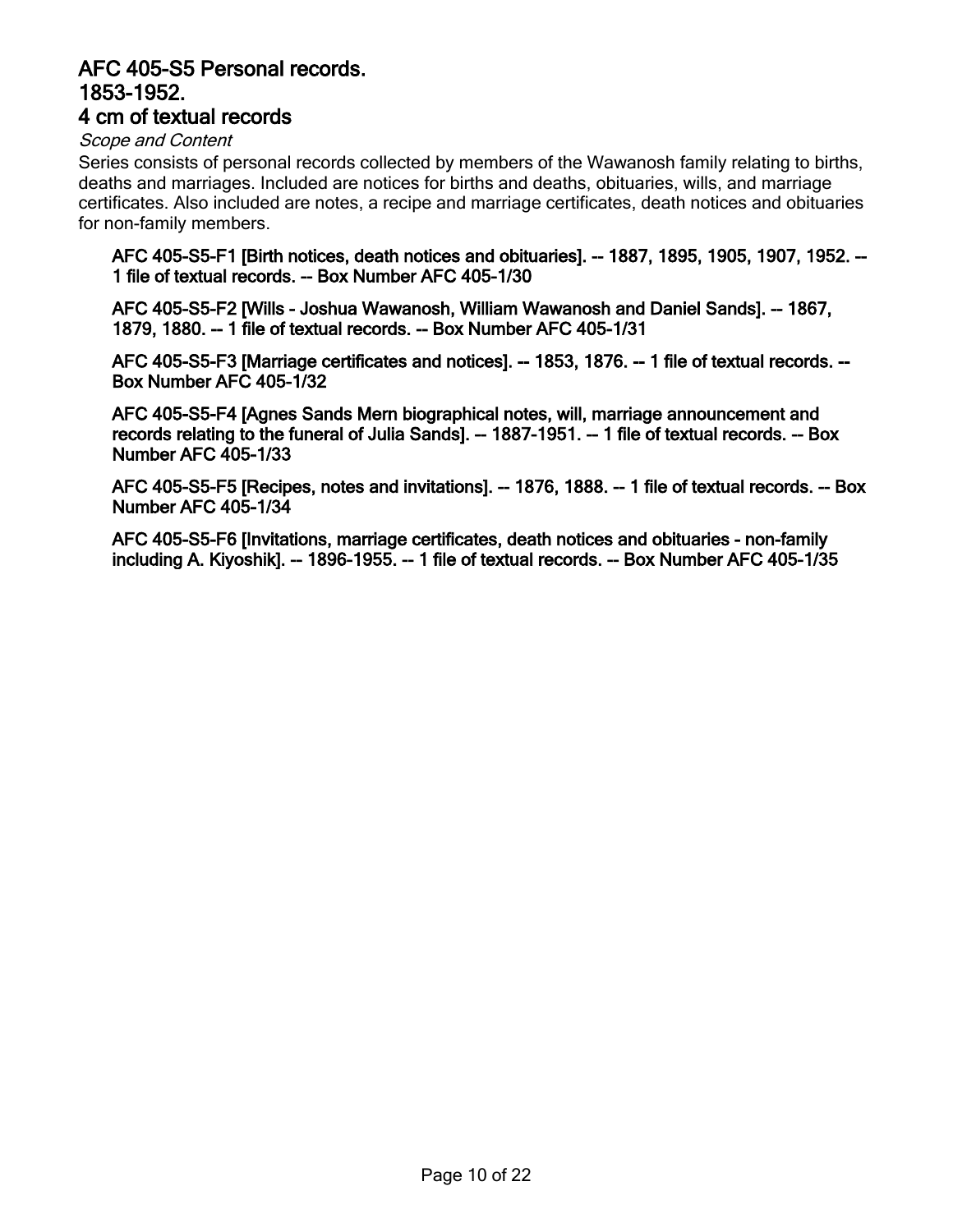## AFC 405-S5 Personal records.
## 1853-1952.
## 4 cm of textual records

*Scope and Content*

Series consists of personal records collected by members of the Wawanosh family relating to births, deaths and marriages. Included are notices for births and deaths, obituaries, wills, and marriage certificates. Also included are notes, a recipe and marriage certificates, death notices and obituaries for non-family members.

**AFC 405-S5-F1 [Birth notices, death notices and obituaries]. -- 1887, 1895, 1905, 1907, 1952. -- 1 file of textual records. -- Box Number AFC 405-1/30**

**AFC 405-S5-F2 [Wills - Joshua Wawanosh, William Wawanosh and Daniel Sands]. -- 1867, 1879, 1880. -- 1 file of textual records. -- Box Number AFC 405-1/31**

**AFC 405-S5-F3 [Marriage certificates and notices]. -- 1853, 1876. -- 1 file of textual records. -- Box Number AFC 405-1/32**

**AFC 405-S5-F4 [Agnes Sands Mern biographical notes, will, marriage announcement and records relating to the funeral of Julia Sands]. -- 1887-1951. -- 1 file of textual records. -- Box Number AFC 405-1/33**

**AFC 405-S5-F5 [Recipes, notes and invitations]. -- 1876, 1888. -- 1 file of textual records. -- Box Number AFC 405-1/34**

**AFC 405-S5-F6 [Invitations, marriage certificates, death notices and obituaries - non-family including A. Kiyoshik]. -- 1896-1955. -- 1 file of textual records. -- Box Number AFC 405-1/35**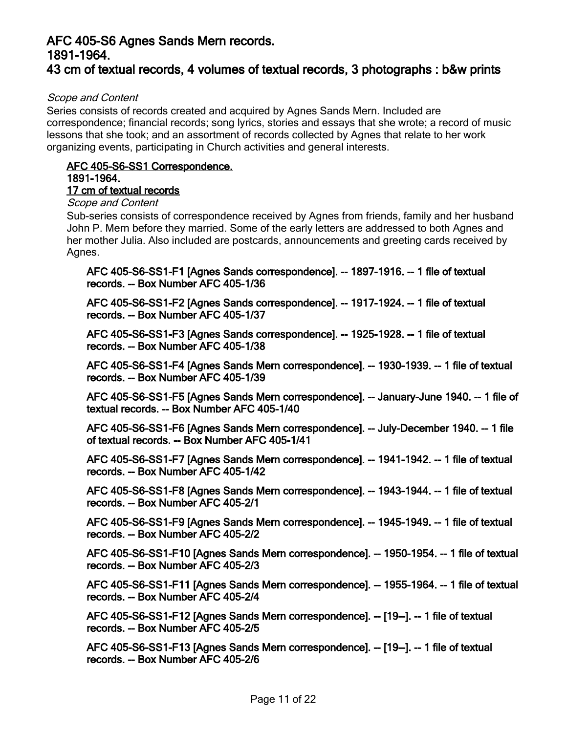## AFC 405-S6 Agnes Sands Mern records.
## 1891-1964.
## 43 cm of textual records, 4 volumes of textual records, 3 photographs : b&w prints

*Scope and Content*

Series consists of records created and acquired by Agnes Sands Mern. Included are correspondence; financial records; song lyrics, stories and essays that she wrote; a record of music lessons that she took; and an assortment of records collected by Agnes that relate to her work organizing events, participating in Church activities and general interests.

### AFC 405-S6-SS1 Correspondence.
### 1891-1964.
### 17 cm of textual records

*Scope and Content*

Sub-series consists of correspondence received by Agnes from friends, family and her husband John P. Mern before they married. Some of the early letters are addressed to both Agnes and her mother Julia. Also included are postcards, announcements and greeting cards received by Agnes.

**AFC 405-S6-SS1-F1 [Agnes Sands correspondence]. -- 1897-1916. -- 1 file of textual records. -- Box Number AFC 405-1/36**

**AFC 405-S6-SS1-F2 [Agnes Sands correspondence]. -- 1917-1924. -- 1 file of textual records. -- Box Number AFC 405-1/37**

**AFC 405-S6-SS1-F3 [Agnes Sands correspondence]. -- 1925-1928. -- 1 file of textual records. -- Box Number AFC 405-1/38**

**AFC 405-S6-SS1-F4 [Agnes Sands Mern correspondence]. -- 1930-1939. -- 1 file of textual records. -- Box Number AFC 405-1/39**

**AFC 405-S6-SS1-F5 [Agnes Sands Mern correspondence]. -- January-June 1940. -- 1 file of textual records. -- Box Number AFC 405-1/40**

**AFC 405-S6-SS1-F6 [Agnes Sands Mern correspondence]. -- July-December 1940. -- 1 file of textual records. -- Box Number AFC 405-1/41**

**AFC 405-S6-SS1-F7 [Agnes Sands Mern correspondence]. -- 1941-1942. -- 1 file of textual records. -- Box Number AFC 405-1/42**

**AFC 405-S6-SS1-F8 [Agnes Sands Mern correspondence]. -- 1943-1944. -- 1 file of textual records. -- Box Number AFC 405-2/1**

**AFC 405-S6-SS1-F9 [Agnes Sands Mern correspondence]. -- 1945-1949. -- 1 file of textual records. -- Box Number AFC 405-2/2**

**AFC 405-S6-SS1-F10 [Agnes Sands Mern correspondence]. -- 1950-1954. -- 1 file of textual records. -- Box Number AFC 405-2/3**

**AFC 405-S6-SS1-F11 [Agnes Sands Mern correspondence]. -- 1955-1964. -- 1 file of textual records. -- Box Number AFC 405-2/4**

**AFC 405-S6-SS1-F12 [Agnes Sands Mern correspondence]. -- [19--]. -- 1 file of textual records. -- Box Number AFC 405-2/5**

**AFC 405-S6-SS1-F13 [Agnes Sands Mern correspondence]. -- [19--]. -- 1 file of textual records. -- Box Number AFC 405-2/6**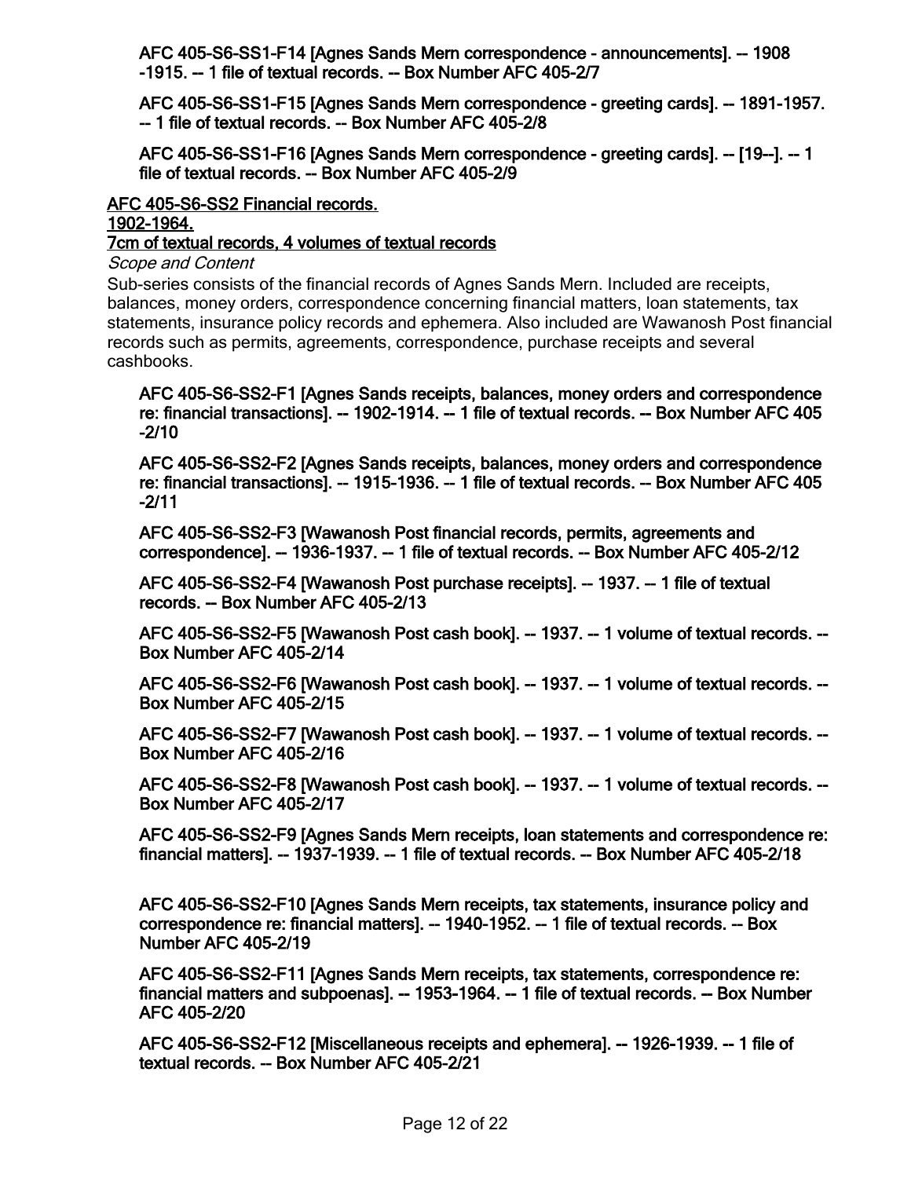**AFC 405-S6-SS1-F14 [Agnes Sands Mern correspondence - announcements]. -- 1908 -1915. -- 1 file of textual records. -- Box Number AFC 405-2/7**

**AFC 405-S6-SS1-F15 [Agnes Sands Mern correspondence - greeting cards]. -- 1891-1957. -- 1 file of textual records. -- Box Number AFC 405-2/8**

**AFC 405-S6-SS1-F16 [Agnes Sands Mern correspondence - greeting cards]. -- [19--]. -- 1 file of textual records. -- Box Number AFC 405-2/9**

**AFC 405-S6-SS2 Financial records.**
**1902-1964.**
**7cm of textual records, 4 volumes of textual records**

*Scope and Content*

Sub-series consists of the financial records of Agnes Sands Mern. Included are receipts, balances, money orders, correspondence concerning financial matters, loan statements, tax statements, insurance policy records and ephemera. Also included are Wawanosh Post financial records such as permits, agreements, correspondence, purchase receipts and several cashbooks.

**AFC 405-S6-SS2-F1 [Agnes Sands receipts, balances, money orders and correspondence re: financial transactions]. -- 1902-1914. -- 1 file of textual records. -- Box Number AFC 405 -2/10**

**AFC 405-S6-SS2-F2 [Agnes Sands receipts, balances, money orders and correspondence re: financial transactions]. -- 1915-1936. -- 1 file of textual records. -- Box Number AFC 405 -2/11**

**AFC 405-S6-SS2-F3 [Wawanosh Post financial records, permits, agreements and correspondence]. -- 1936-1937. -- 1 file of textual records. -- Box Number AFC 405-2/12**

**AFC 405-S6-SS2-F4 [Wawanosh Post purchase receipts]. -- 1937. -- 1 file of textual records. -- Box Number AFC 405-2/13**

**AFC 405-S6-SS2-F5 [Wawanosh Post cash book]. -- 1937. -- 1 volume of textual records. -- Box Number AFC 405-2/14**

**AFC 405-S6-SS2-F6 [Wawanosh Post cash book]. -- 1937. -- 1 volume of textual records. -- Box Number AFC 405-2/15**

**AFC 405-S6-SS2-F7 [Wawanosh Post cash book]. -- 1937. -- 1 volume of textual records. -- Box Number AFC 405-2/16**

**AFC 405-S6-SS2-F8 [Wawanosh Post cash book]. -- 1937. -- 1 volume of textual records. -- Box Number AFC 405-2/17**

**AFC 405-S6-SS2-F9 [Agnes Sands Mern receipts, loan statements and correspondence re: financial matters]. -- 1937-1939. -- 1 file of textual records. -- Box Number AFC 405-2/18**

**AFC 405-S6-SS2-F10 [Agnes Sands Mern receipts, tax statements, insurance policy and correspondence re: financial matters]. -- 1940-1952. -- 1 file of textual records. -- Box Number AFC 405-2/19**

**AFC 405-S6-SS2-F11 [Agnes Sands Mern receipts, tax statements, correspondence re: financial matters and subpoenas]. -- 1953-1964. -- 1 file of textual records. -- Box Number AFC 405-2/20**

**AFC 405-S6-SS2-F12 [Miscellaneous receipts and ephemera]. -- 1926-1939. -- 1 file of textual records. -- Box Number AFC 405-2/21**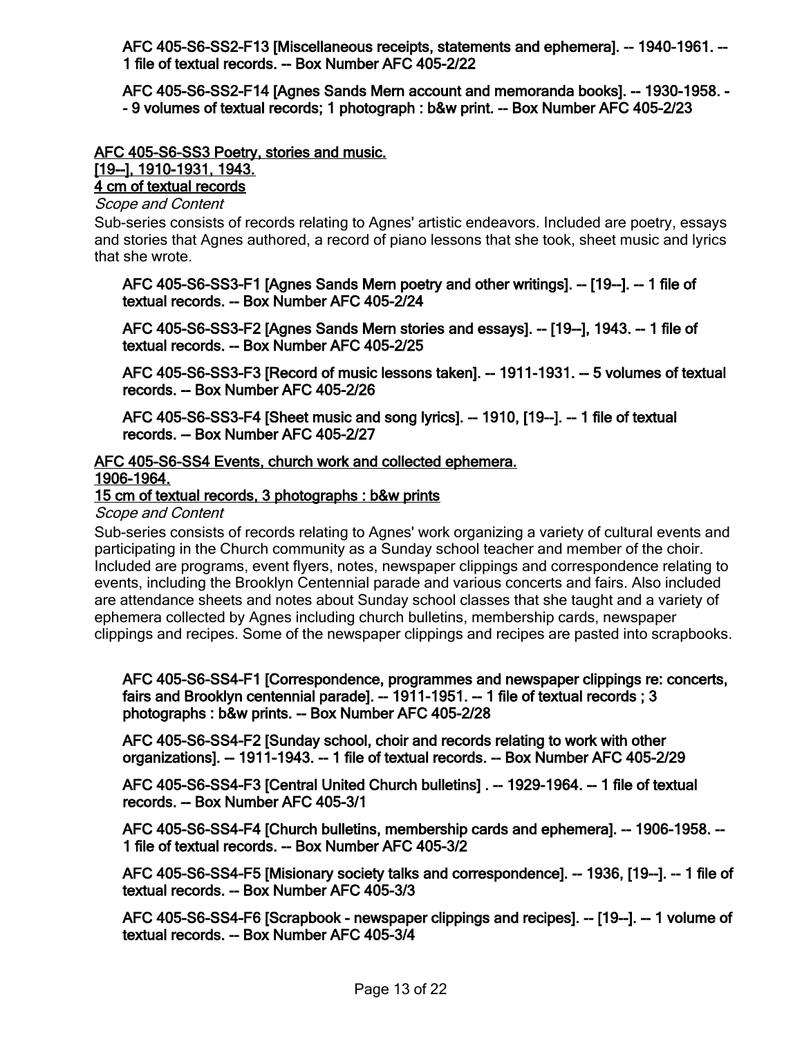**AFC 405-S6-SS2-F13 [Miscellaneous receipts, statements and ephemera]. -- 1940-1961. -- 1 file of textual records. -- Box Number AFC 405-2/22**

**AFC 405-S6-SS2-F14 [Agnes Sands Mern account and memoranda books]. -- 1930-1958. -- 9 volumes of textual records; 1 photograph : b&w print. -- Box Number AFC 405-2/23**

## AFC 405-S6-SS3 Poetry, stories and music.

[19--], 1910-1931, 1943.

4 cm of textual records

*Scope and Content*

Sub-series consists of records relating to Agnes' artistic endeavors. Included are poetry, essays and stories that Agnes authored, a record of piano lessons that she took, sheet music and lyrics that she wrote.

**AFC 405-S6-SS3-F1 [Agnes Sands Mern poetry and other writings]. -- [19--]. -- 1 file of textual records. -- Box Number AFC 405-2/24**

**AFC 405-S6-SS3-F2 [Agnes Sands Mern stories and essays]. -- [19--], 1943. -- 1 file of textual records. -- Box Number AFC 405-2/25**

**AFC 405-S6-SS3-F3 [Record of music lessons taken]. -- 1911-1931. -- 5 volumes of textual records. -- Box Number AFC 405-2/26**

**AFC 405-S6-SS3-F4 [Sheet music and song lyrics]. -- 1910, [19--]. -- 1 file of textual records. -- Box Number AFC 405-2/27**

## AFC 405-S6-SS4 Events, church work and collected ephemera.

1906-1964.

15 cm of textual records, 3 photographs : b&w prints

*Scope and Content*

Sub-series consists of records relating to Agnes' work organizing a variety of cultural events and participating in the Church community as a Sunday school teacher and member of the choir. Included are programs, event flyers, notes, newspaper clippings and correspondence relating to events, including the Brooklyn Centennial parade and various concerts and fairs. Also included are attendance sheets and notes about Sunday school classes that she taught and a variety of ephemera collected by Agnes including church bulletins, membership cards, newspaper clippings and recipes. Some of the newspaper clippings and recipes are pasted into scrapbooks.

**AFC 405-S6-SS4-F1 [Correspondence, programmes and newspaper clippings re: concerts, fairs and Brooklyn centennial parade]. -- 1911-1951. -- 1 file of textual records ; 3 photographs : b&w prints. -- Box Number AFC 405-2/28**

**AFC 405-S6-SS4-F2 [Sunday school, choir and records relating to work with other organizations]. -- 1911-1943. -- 1 file of textual records. -- Box Number AFC 405-2/29**

**AFC 405-S6-SS4-F3 [Central United Church bulletins] . -- 1929-1964. -- 1 file of textual records. -- Box Number AFC 405-3/1**

**AFC 405-S6-SS4-F4 [Church bulletins, membership cards and ephemera]. -- 1906-1958. -- 1 file of textual records. -- Box Number AFC 405-3/2**

**AFC 405-S6-SS4-F5 [Misionary society talks and correspondence]. -- 1936, [19--]. -- 1 file of textual records. -- Box Number AFC 405-3/3**

**AFC 405-S6-SS4-F6 [Scrapbook - newspaper clippings and recipes]. -- [19--]. -- 1 volume of textual records. -- Box Number AFC 405-3/4**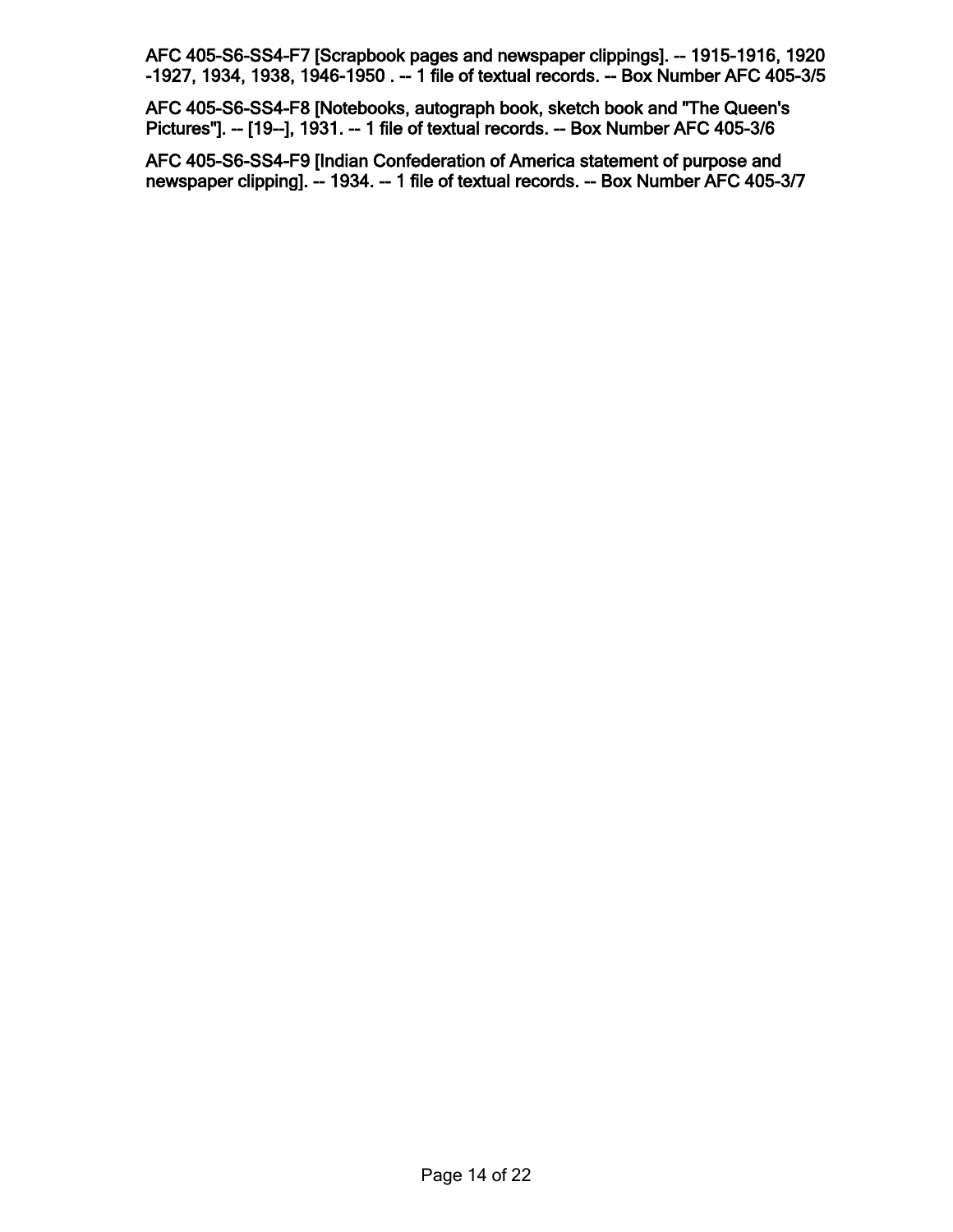AFC 405-S6-SS4-F7 [Scrapbook pages and newspaper clippings]. -- 1915-1916, 1920-1927, 1934, 1938, 1946-1950 . -- 1 file of textual records. -- Box Number AFC 405-3/5

AFC 405-S6-SS4-F8 [Notebooks, autograph book, sketch book and "The Queen's Pictures"]. -- [19--], 1931. -- 1 file of textual records. -- Box Number AFC 405-3/6

AFC 405-S6-SS4-F9 [Indian Confederation of America statement of purpose and newspaper clipping]. -- 1934. -- 1 file of textual records. -- Box Number AFC 405-3/7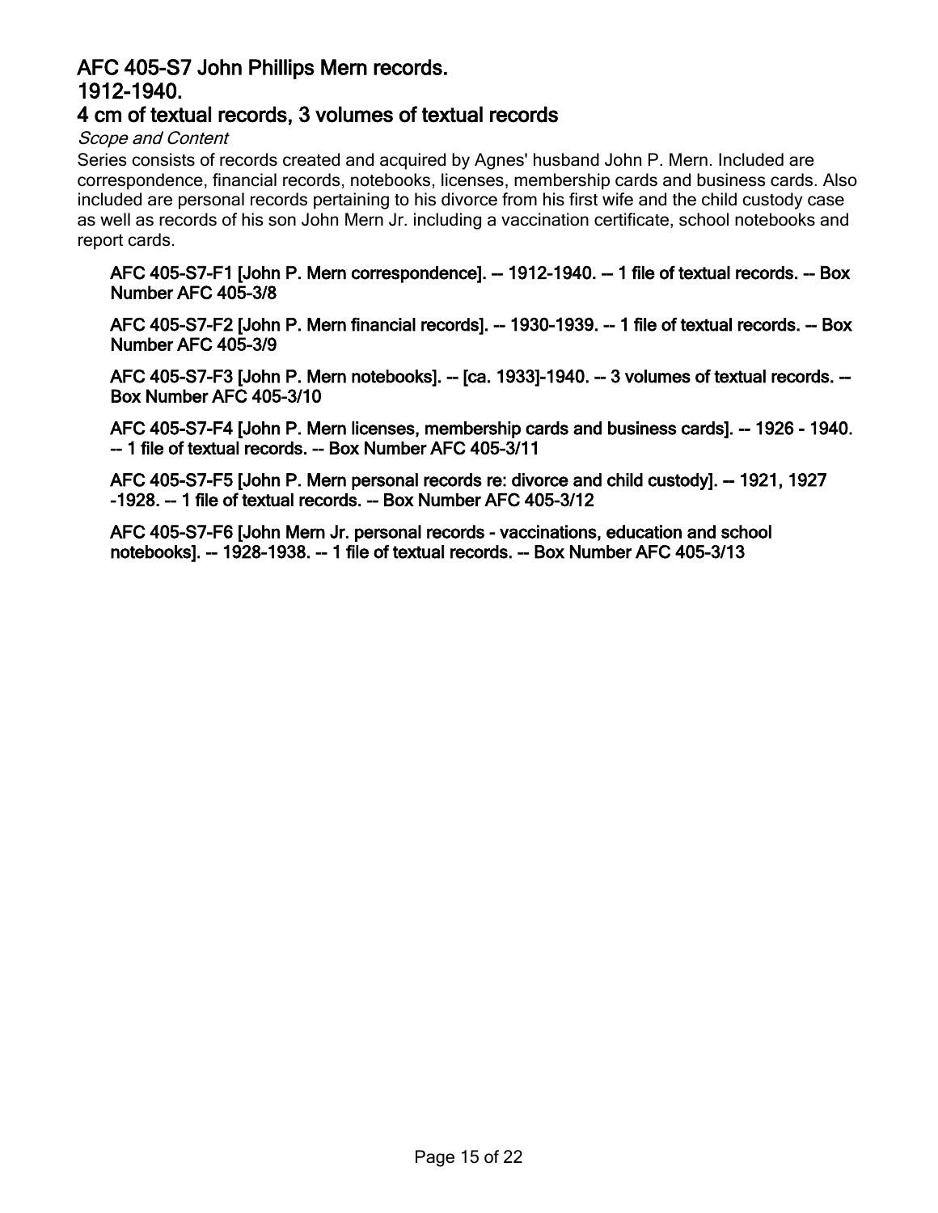## AFC 405-S7 John Phillips Mern records.
## 1912-1940.
## 4 cm of textual records, 3 volumes of textual records

*Scope and Content*

Series consists of records created and acquired by Agnes' husband John P. Mern. Included are correspondence, financial records, notebooks, licenses, membership cards and business cards. Also included are personal records pertaining to his divorce from his first wife and the child custody case as well as records of his son John Mern Jr. including a vaccination certificate, school notebooks and report cards.

**AFC 405-S7-F1 [John P. Mern correspondence]. -- 1912-1940. -- 1 file of textual records. -- Box Number AFC 405-3/8**

**AFC 405-S7-F2 [John P. Mern financial records]. -- 1930-1939. -- 1 file of textual records. -- Box Number AFC 405-3/9**

**AFC 405-S7-F3 [John P. Mern notebooks]. -- [ca. 1933]-1940. -- 3 volumes of textual records. -- Box Number AFC 405-3/10**

**AFC 405-S7-F4 [John P. Mern licenses, membership cards and business cards]. -- 1926 - 1940. -- 1 file of textual records. -- Box Number AFC 405-3/11**

**AFC 405-S7-F5 [John P. Mern personal records re: divorce and child custody]. -- 1921, 1927 -1928. -- 1 file of textual records. -- Box Number AFC 405-3/12**

**AFC 405-S7-F6 [John Mern Jr. personal records - vaccinations, education and school notebooks]. -- 1928-1938. -- 1 file of textual records. -- Box Number AFC 405-3/13**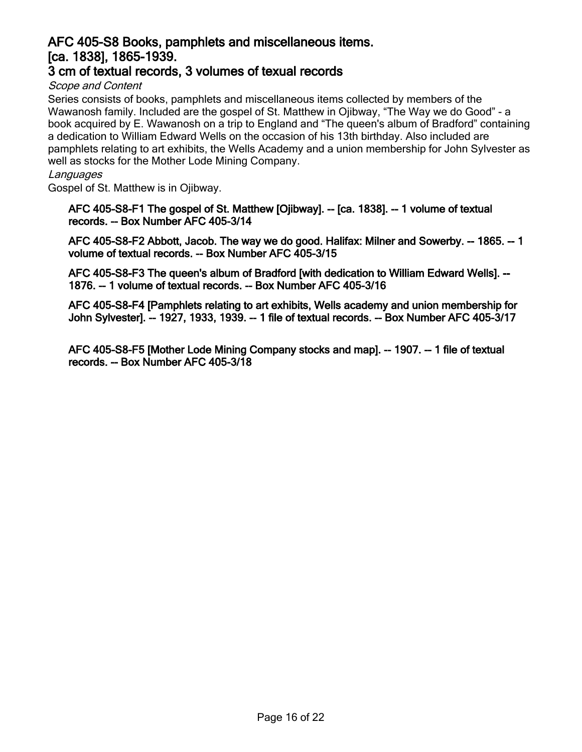## AFC 405-S8 Books, pamphlets and miscellaneous items.
## [ca. 1838], 1865-1939.
## 3 cm of textual records, 3 volumes of texual records

*Scope and Content*

Series consists of books, pamphlets and miscellaneous items collected by members of the Wawanosh family. Included are the gospel of St. Matthew in Ojibway, “The Way we do Good” - a book acquired by E. Wawanosh on a trip to England and “The queen's album of Bradford” containing a dedication to William Edward Wells on the occasion of his 13th birthday. Also included are pamphlets relating to art exhibits, the Wells Academy and a union membership for John Sylvester as well as stocks for the Mother Lode Mining Company.

*Languages*

Gospel of St. Matthew is in Ojibway.

**AFC 405-S8-F1 The gospel of St. Matthew [Ojibway]. -- [ca. 1838]. -- 1 volume of textual records. -- Box Number AFC 405-3/14**

**AFC 405-S8-F2 Abbott, Jacob. The way we do good. Halifax: Milner and Sowerby. -- 1865. -- 1 volume of textual records. -- Box Number AFC 405-3/15**

**AFC 405-S8-F3 The queen's album of Bradford [with dedication to William Edward Wells]. -- 1876. -- 1 volume of textual records. -- Box Number AFC 405-3/16**

**AFC 405-S8-F4 [Pamphlets relating to art exhibits, Wells academy and union membership for John Sylvester]. -- 1927, 1933, 1939. -- 1 file of textual records. -- Box Number AFC 405-3/17**

**AFC 405-S8-F5 [Mother Lode Mining Company stocks and map]. -- 1907. -- 1 file of textual records. -- Box Number AFC 405-3/18**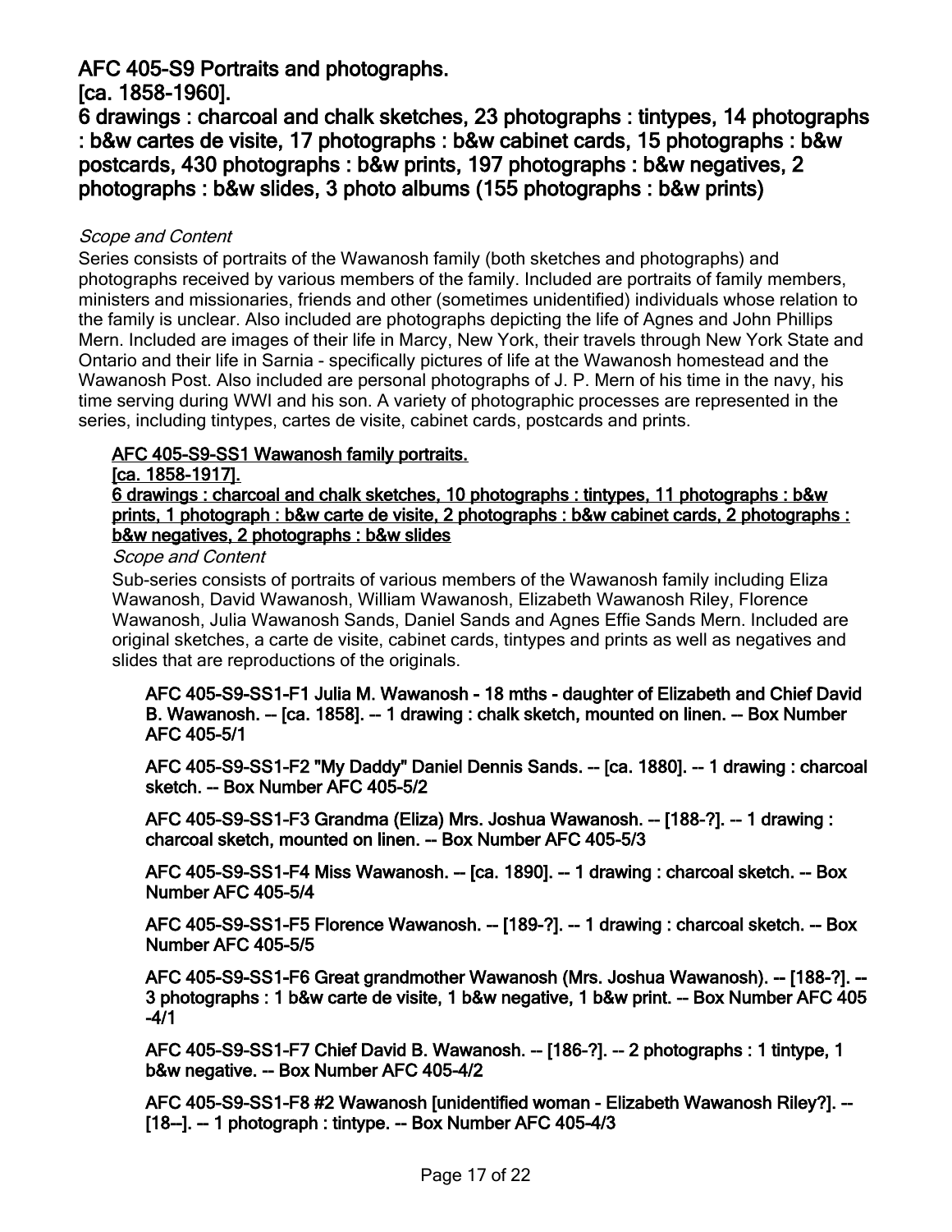## AFC 405-S9 Portraits and photographs.
## [ca. 1858-1960].
## 6 drawings : charcoal and chalk sketches, 23 photographs : tintypes, 14 photographs : b&w cartes de visite, 17 photographs : b&w cabinet cards, 15 photographs : b&w postcards, 430 photographs : b&w prints, 197 photographs : b&w negatives, 2 photographs : b&w slides, 3 photo albums (155 photographs : b&w prints)

*Scope and Content*

Series consists of portraits of the Wawanosh family (both sketches and photographs) and photographs received by various members of the family. Included are portraits of family members, ministers and missionaries, friends and other (sometimes unidentified) individuals whose relation to the family is unclear. Also included are photographs depicting the life of Agnes and John Phillips Mern. Included are images of their life in Marcy, New York, their travels through New York State and Ontario and their life in Sarnia - specifically pictures of life at the Wawanosh homestead and the Wawanosh Post. Also included are personal photographs of J. P. Mern of his time in the navy, his time serving during WWI and his son. A variety of photographic processes are represented in the series, including tintypes, cartes de visite, cabinet cards, postcards and prints.

### AFC 405-S9-SS1 Wawanosh family portraits.
### [ca. 1858-1917].
### 6 drawings : charcoal and chalk sketches, 10 photographs : tintypes, 11 photographs : b&w prints, 1 photograph : b&w carte de visite, 2 photographs : b&w cabinet cards, 2 photographs : b&w negatives, 2 photographs : b&w slides

*Scope and Content*

Sub-series consists of portraits of various members of the Wawanosh family including Eliza Wawanosh, David Wawanosh, William Wawanosh, Elizabeth Wawanosh Riley, Florence Wawanosh, Julia Wawanosh Sands, Daniel Sands and Agnes Effie Sands Mern. Included are original sketches, a carte de visite, cabinet cards, tintypes and prints as well as negatives and slides that are reproductions of the originals.

**AFC 405-S9-SS1-F1 Julia M. Wawanosh - 18 mths - daughter of Elizabeth and Chief David B. Wawanosh. -- [ca. 1858]. -- 1 drawing : chalk sketch, mounted on linen. -- Box Number AFC 405-5/1**

**AFC 405-S9-SS1-F2 "My Daddy" Daniel Dennis Sands. -- [ca. 1880]. -- 1 drawing : charcoal sketch. -- Box Number AFC 405-5/2**

**AFC 405-S9-SS1-F3 Grandma (Eliza) Mrs. Joshua Wawanosh. -- [188-?]. -- 1 drawing : charcoal sketch, mounted on linen. -- Box Number AFC 405-5/3**

**AFC 405-S9-SS1-F4 Miss Wawanosh. -- [ca. 1890]. -- 1 drawing : charcoal sketch. -- Box Number AFC 405-5/4**

**AFC 405-S9-SS1-F5 Florence Wawanosh. -- [189-?]. -- 1 drawing : charcoal sketch. -- Box Number AFC 405-5/5**

**AFC 405-S9-SS1-F6 Great grandmother Wawanosh (Mrs. Joshua Wawanosh). -- [188-?]. -- 3 photographs : 1 b&w carte de visite, 1 b&w negative, 1 b&w print. -- Box Number AFC 405-4/1**

**AFC 405-S9-SS1-F7 Chief David B. Wawanosh. -- [186-?]. -- 2 photographs : 1 tintype, 1 b&w negative. -- Box Number AFC 405-4/2**

**AFC 405-S9-SS1-F8 #2 Wawanosh [unidentified woman - Elizabeth Wawanosh Riley?]. -- [18--]. -- 1 photograph : tintype. -- Box Number AFC 405-4/3**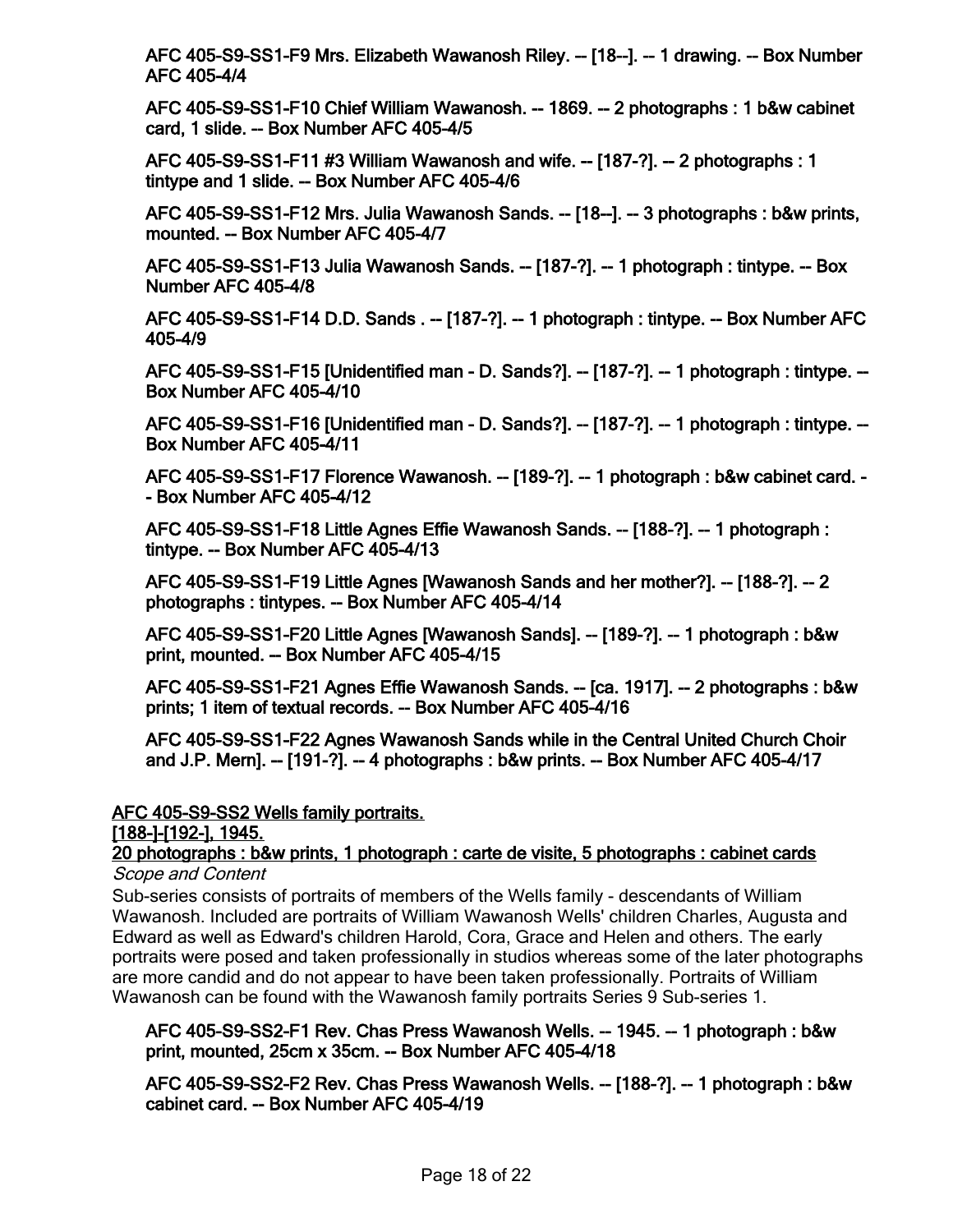**AFC 405-S9-SS1-F9 Mrs. Elizabeth Wawanosh Riley. -- [18--]. -- 1 drawing. -- Box Number AFC 405-4/4**

**AFC 405-S9-SS1-F10 Chief William Wawanosh. -- 1869. -- 2 photographs : 1 b&w cabinet card, 1 slide. -- Box Number AFC 405-4/5**

**AFC 405-S9-SS1-F11 #3 William Wawanosh and wife. -- [187-?]. -- 2 photographs : 1 tintype and 1 slide. -- Box Number AFC 405-4/6**

**AFC 405-S9-SS1-F12 Mrs. Julia Wawanosh Sands. -- [18--]. -- 3 photographs : b&w prints, mounted. -- Box Number AFC 405-4/7**

**AFC 405-S9-SS1-F13 Julia Wawanosh Sands. -- [187-?]. -- 1 photograph : tintype. -- Box Number AFC 405-4/8**

**AFC 405-S9-SS1-F14 D.D. Sands . -- [187-?]. -- 1 photograph : tintype. -- Box Number AFC 405-4/9**

**AFC 405-S9-SS1-F15 [Unidentified man - D. Sands?]. -- [187-?]. -- 1 photograph : tintype. -- Box Number AFC 405-4/10**

**AFC 405-S9-SS1-F16 [Unidentified man - D. Sands?]. -- [187-?]. -- 1 photograph : tintype. -- Box Number AFC 405-4/11**

**AFC 405-S9-SS1-F17 Florence Wawanosh. -- [189-?]. -- 1 photograph : b&w cabinet card. -- Box Number AFC 405-4/12**

**AFC 405-S9-SS1-F18 Little Agnes Effie Wawanosh Sands. -- [188-?]. -- 1 photograph : tintype. -- Box Number AFC 405-4/13**

**AFC 405-S9-SS1-F19 Little Agnes [Wawanosh Sands and her mother?]. -- [188-?]. -- 2 photographs : tintypes. -- Box Number AFC 405-4/14**

**AFC 405-S9-SS1-F20 Little Agnes [Wawanosh Sands]. -- [189-?]. -- 1 photograph : b&w print, mounted. -- Box Number AFC 405-4/15**

**AFC 405-S9-SS1-F21 Agnes Effie Wawanosh Sands. -- [ca. 1917]. -- 2 photographs : b&w prints; 1 item of textual records. -- Box Number AFC 405-4/16**

**AFC 405-S9-SS1-F22 Agnes Wawanosh Sands while in the Central United Church Choir and J.P. Mern]. -- [191-?]. -- 4 photographs : b&w prints. -- Box Number AFC 405-4/17**

**AFC 405-S9-SS2 Wells family portraits.**
**[188-]-[192-], 1945.**
**20 photographs : b&w prints, 1 photograph : carte de visite, 5 photographs : cabinet cards**

*Scope and Content*

Sub-series consists of portraits of members of the Wells family - descendants of William Wawanosh. Included are portraits of William Wawanosh Wells' children Charles, Augusta and Edward as well as Edward's children Harold, Cora, Grace and Helen and others. The early portraits were posed and taken professionally in studios whereas some of the later photographs are more candid and do not appear to have been taken professionally. Portraits of William Wawanosh can be found with the Wawanosh family portraits Series 9 Sub-series 1.

**AFC 405-S9-SS2-F1 Rev. Chas Press Wawanosh Wells. -- 1945. -- 1 photograph : b&w print, mounted, 25cm x 35cm. -- Box Number AFC 405-4/18**

**AFC 405-S9-SS2-F2 Rev. Chas Press Wawanosh Wells. -- [188-?]. -- 1 photograph : b&w cabinet card. -- Box Number AFC 405-4/19**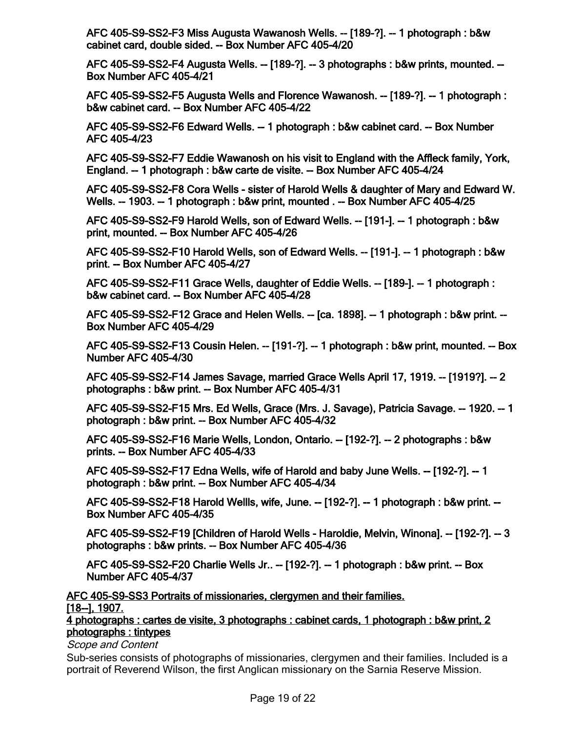AFC 405-S9-SS2-F3 Miss Augusta Wawanosh Wells. -- [189-?]. -- 1 photograph : b&w cabinet card, double sided. -- Box Number AFC 405-4/20

AFC 405-S9-SS2-F4 Augusta Wells. -- [189-?]. -- 3 photographs : b&w prints, mounted. -- Box Number AFC 405-4/21

AFC 405-S9-SS2-F5 Augusta Wells and Florence Wawanosh. -- [189-?]. -- 1 photograph : b&w cabinet card. -- Box Number AFC 405-4/22

AFC 405-S9-SS2-F6 Edward Wells. -- 1 photograph : b&w cabinet card. -- Box Number AFC 405-4/23

AFC 405-S9-SS2-F7 Eddie Wawanosh on his visit to England with the Affleck family, York, England. -- 1 photograph : b&w carte de visite. -- Box Number AFC 405-4/24

AFC 405-S9-SS2-F8 Cora Wells - sister of Harold Wells & daughter of Mary and Edward W. Wells. -- 1903. -- 1 photograph : b&w print, mounted . -- Box Number AFC 405-4/25

AFC 405-S9-SS2-F9 Harold Wells, son of Edward Wells. -- [191-]. -- 1 photograph : b&w print, mounted. -- Box Number AFC 405-4/26

AFC 405-S9-SS2-F10 Harold Wells, son of Edward Wells. -- [191-]. -- 1 photograph : b&w print. -- Box Number AFC 405-4/27

AFC 405-S9-SS2-F11 Grace Wells, daughter of Eddie Wells. -- [189-]. -- 1 photograph : b&w cabinet card. -- Box Number AFC 405-4/28

AFC 405-S9-SS2-F12 Grace and Helen Wells. -- [ca. 1898]. -- 1 photograph : b&w print. -- Box Number AFC 405-4/29

AFC 405-S9-SS2-F13 Cousin Helen. -- [191-?]. -- 1 photograph : b&w print, mounted. -- Box Number AFC 405-4/30

AFC 405-S9-SS2-F14 James Savage, married Grace Wells April 17, 1919. -- [1919?]. -- 2 photographs : b&w print. -- Box Number AFC 405-4/31

AFC 405-S9-SS2-F15 Mrs. Ed Wells, Grace (Mrs. J. Savage), Patricia Savage. -- 1920. -- 1 photograph : b&w print. -- Box Number AFC 405-4/32

AFC 405-S9-SS2-F16 Marie Wells, London, Ontario. -- [192-?]. -- 2 photographs : b&w prints. -- Box Number AFC 405-4/33

AFC 405-S9-SS2-F17 Edna Wells, wife of Harold and baby June Wells. -- [192-?]. -- 1 photograph : b&w print. -- Box Number AFC 405-4/34

AFC 405-S9-SS2-F18 Harold Wellls, wife, June. -- [192-?]. -- 1 photograph : b&w print. -- Box Number AFC 405-4/35

AFC 405-S9-SS2-F19 [Children of Harold Wells - Haroldie, Melvin, Winona]. -- [192-?]. -- 3 photographs : b&w prints. -- Box Number AFC 405-4/36

AFC 405-S9-SS2-F20 Charlie Wells Jr.. -- [192-?]. -- 1 photograph : b&w print. -- Box Number AFC 405-4/37

AFC 405-S9-SS3 Portraits of missionaries, clergymen and their families.
[18--], 1907.
4 photographs : cartes de visite, 3 photographs : cabinet cards, 1 photograph : b&w print, 2 photographs : tintypes

*Scope and Content*

Sub-series consists of photographs of missionaries, clergymen and their families. Included is a portrait of Reverend Wilson, the first Anglican missionary on the Sarnia Reserve Mission.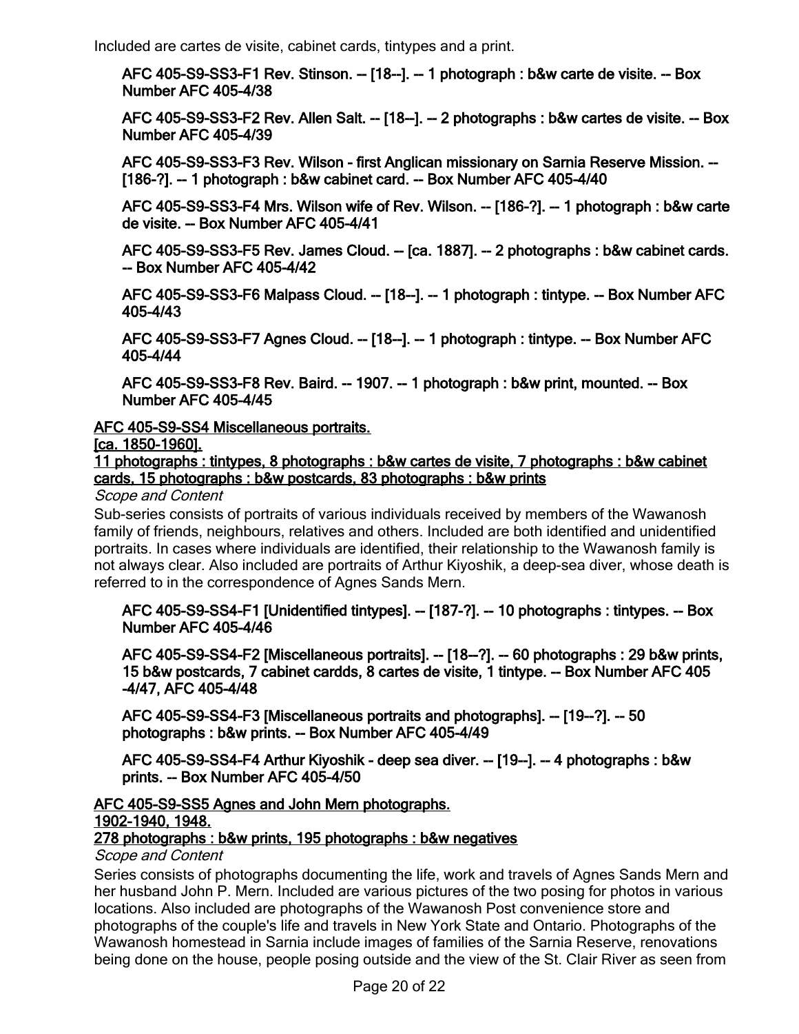Included are cartes de visite, cabinet cards, tintypes and a print.

**AFC 405-S9-SS3-F1 Rev. Stinson. -- [18--]. -- 1 photograph : b&w carte de visite. -- Box Number AFC 405-4/38**

**AFC 405-S9-SS3-F2 Rev. Allen Salt. -- [18--]. -- 2 photographs : b&w cartes de visite. -- Box Number AFC 405-4/39**

**AFC 405-S9-SS3-F3 Rev. Wilson - first Anglican missionary on Sarnia Reserve Mission. -- [186-?]. -- 1 photograph : b&w cabinet card. -- Box Number AFC 405-4/40**

**AFC 405-S9-SS3-F4 Mrs. Wilson wife of Rev. Wilson. -- [186-?]. -- 1 photograph : b&w carte de visite. -- Box Number AFC 405-4/41**

**AFC 405-S9-SS3-F5 Rev. James Cloud. -- [ca. 1887]. -- 2 photographs : b&w cabinet cards. -- Box Number AFC 405-4/42**

**AFC 405-S9-SS3-F6 Malpass Cloud. -- [18--]. -- 1 photograph : tintype. -- Box Number AFC 405-4/43**

**AFC 405-S9-SS3-F7 Agnes Cloud. -- [18--]. -- 1 photograph : tintype. -- Box Number AFC 405-4/44**

**AFC 405-S9-SS3-F8 Rev. Baird. -- 1907. -- 1 photograph : b&w print, mounted. -- Box Number AFC 405-4/45**

**AFC 405-S9-SS4 Miscellaneous portraits.**
**[ca. 1850-1960].**
**11 photographs : tintypes, 8 photographs : b&w cartes de visite, 7 photographs : b&w cabinet cards, 15 photographs : b&w postcards, 83 photographs : b&w prints**

*Scope and Content*

Sub-series consists of portraits of various individuals received by members of the Wawanosh family of friends, neighbours, relatives and others. Included are both identified and unidentified portraits. In cases where individuals are identified, their relationship to the Wawanosh family is not always clear. Also included are portraits of Arthur Kiyoshik, a deep-sea diver, whose death is referred to in the correspondence of Agnes Sands Mern.

**AFC 405-S9-SS4-F1 [Unidentified tintypes]. -- [187-?]. -- 10 photographs : tintypes. -- Box Number AFC 405-4/46**

**AFC 405-S9-SS4-F2 [Miscellaneous portraits]. -- [18--?]. -- 60 photographs : 29 b&w prints, 15 b&w postcards, 7 cabinet cardds, 8 cartes de visite, 1 tintype. -- Box Number AFC 405 -4/47, AFC 405-4/48**

**AFC 405-S9-SS4-F3 [Miscellaneous portraits and photographs]. -- [19--?]. -- 50 photographs : b&w prints. -- Box Number AFC 405-4/49**

**AFC 405-S9-SS4-F4 Arthur Kiyoshik - deep sea diver. -- [19--]. -- 4 photographs : b&w prints. -- Box Number AFC 405-4/50**

**AFC 405-S9-SS5 Agnes and John Mern photographs.**
**1902-1940, 1948.**
**278 photographs : b&w prints, 195 photographs : b&w negatives**

*Scope and Content*

Series consists of photographs documenting the life, work and travels of Agnes Sands Mern and her husband John P. Mern. Included are various pictures of the two posing for photos in various locations. Also included are photographs of the Wawanosh Post convenience store and photographs of the couple's life and travels in New York State and Ontario. Photographs of the Wawanosh homestead in Sarnia include images of families of the Sarnia Reserve, renovations being done on the house, people posing outside and the view of the St. Clair River as seen from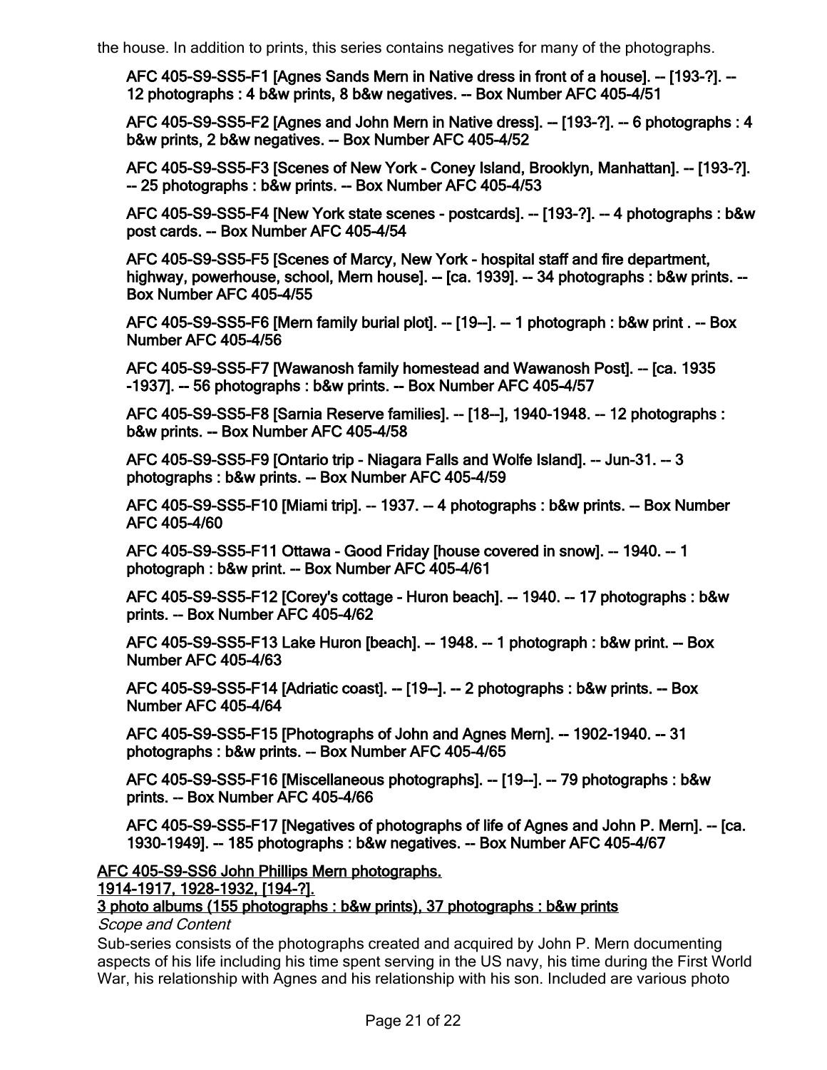the house. In addition to prints, this series contains negatives for many of the photographs.

**AFC 405-S9-SS5-F1 [Agnes Sands Mern in Native dress in front of a house]. -- [193-?]. -- 12 photographs : 4 b&w prints, 8 b&w negatives. -- Box Number AFC 405-4/51**

**AFC 405-S9-SS5-F2 [Agnes and John Mern in Native dress]. -- [193-?]. -- 6 photographs : 4 b&w prints, 2 b&w negatives. -- Box Number AFC 405-4/52**

**AFC 405-S9-SS5-F3 [Scenes of New York - Coney Island, Brooklyn, Manhattan]. -- [193-?]. -- 25 photographs : b&w prints. -- Box Number AFC 405-4/53**

**AFC 405-S9-SS5-F4 [New York state scenes - postcards]. -- [193-?]. -- 4 photographs : b&w post cards. -- Box Number AFC 405-4/54**

**AFC 405-S9-SS5-F5 [Scenes of Marcy, New York - hospital staff and fire department, highway, powerhouse, school, Mern house]. -- [ca. 1939]. -- 34 photographs : b&w prints. -- Box Number AFC 405-4/55**

**AFC 405-S9-SS5-F6 [Mern family burial plot]. -- [19--]. -- 1 photograph : b&w print . -- Box Number AFC 405-4/56**

**AFC 405-S9-SS5-F7 [Wawanosh family homestead and Wawanosh Post]. -- [ca. 1935 -1937]. -- 56 photographs : b&w prints. -- Box Number AFC 405-4/57**

**AFC 405-S9-SS5-F8 [Sarnia Reserve families]. -- [18--], 1940-1948. -- 12 photographs : b&w prints. -- Box Number AFC 405-4/58**

**AFC 405-S9-SS5-F9 [Ontario trip - Niagara Falls and Wolfe Island]. -- Jun-31. -- 3 photographs : b&w prints. -- Box Number AFC 405-4/59**

**AFC 405-S9-SS5-F10 [Miami trip]. -- 1937. -- 4 photographs : b&w prints. -- Box Number AFC 405-4/60**

**AFC 405-S9-SS5-F11 Ottawa - Good Friday [house covered in snow]. -- 1940. -- 1 photograph : b&w print. -- Box Number AFC 405-4/61**

**AFC 405-S9-SS5-F12 [Corey's cottage - Huron beach]. -- 1940. -- 17 photographs : b&w prints. -- Box Number AFC 405-4/62**

**AFC 405-S9-SS5-F13 Lake Huron [beach]. -- 1948. -- 1 photograph : b&w print. -- Box Number AFC 405-4/63**

**AFC 405-S9-SS5-F14 [Adriatic coast]. -- [19--]. -- 2 photographs : b&w prints. -- Box Number AFC 405-4/64**

**AFC 405-S9-SS5-F15 [Photographs of John and Agnes Mern]. -- 1902-1940. -- 31 photographs : b&w prints. -- Box Number AFC 405-4/65**

**AFC 405-S9-SS5-F16 [Miscellaneous photographs]. -- [19--]. -- 79 photographs : b&w prints. -- Box Number AFC 405-4/66**

**AFC 405-S9-SS5-F17 [Negatives of photographs of life of Agnes and John P. Mern]. -- [ca. 1930-1949]. -- 185 photographs : b&w negatives. -- Box Number AFC 405-4/67**

**AFC 405-S9-SS6 John Phillips Mern photographs.**
**1914-1917, 1928-1932, [194-?].**
**3 photo albums (155 photographs : b&w prints), 37 photographs : b&w prints**

*Scope and Content*

Sub-series consists of the photographs created and acquired by John P. Mern documenting aspects of his life including his time spent serving in the US navy, his time during the First World War, his relationship with Agnes and his relationship with his son. Included are various photo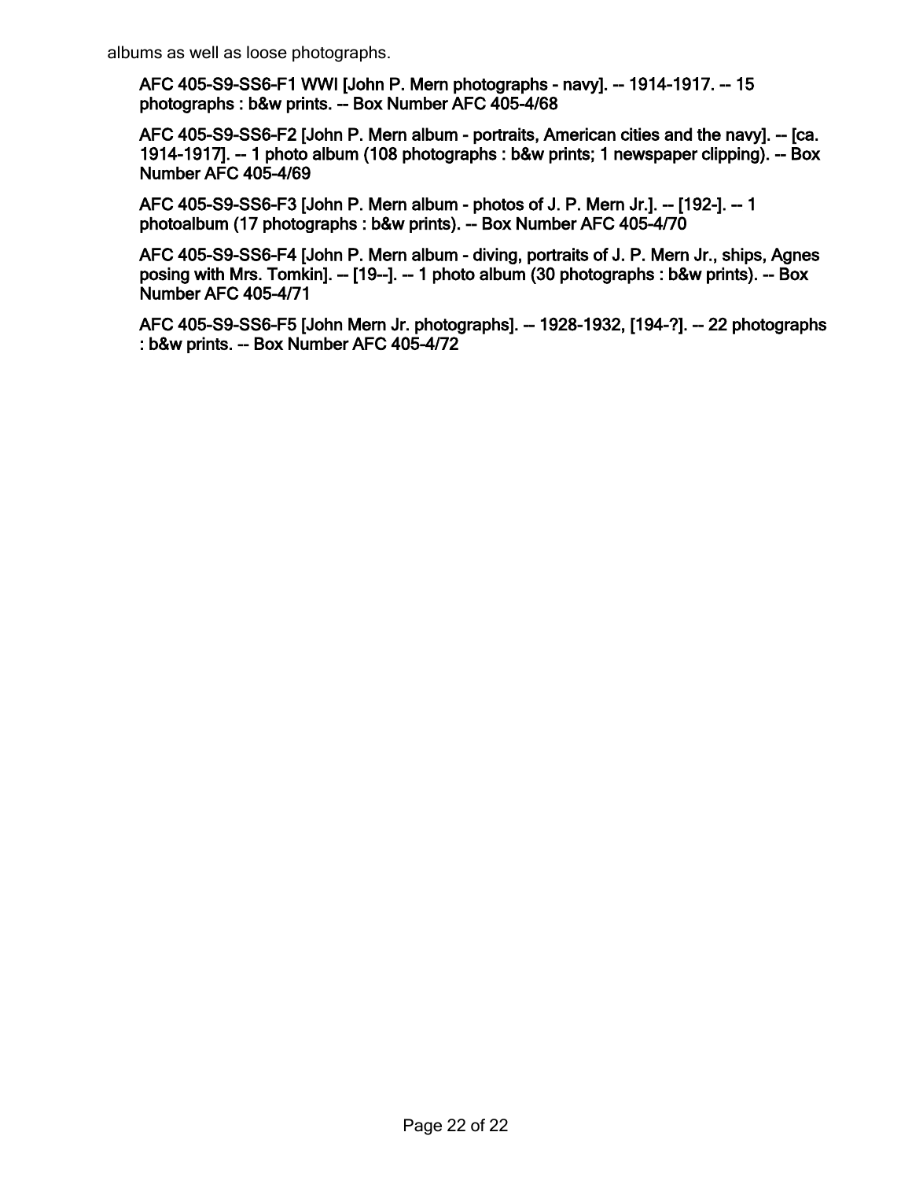albums as well as loose photographs.

**AFC 405-S9-SS6-F1 WWI [John P. Mern photographs - navy]. -- 1914-1917. -- 15 photographs : b&w prints. -- Box Number AFC 405-4/68**

**AFC 405-S9-SS6-F2 [John P. Mern album - portraits, American cities and the navy]. -- [ca. 1914-1917]. -- 1 photo album (108 photographs : b&w prints; 1 newspaper clipping). -- Box Number AFC 405-4/69**

**AFC 405-S9-SS6-F3 [John P. Mern album - photos of J. P. Mern Jr.]. -- [192-]. -- 1 photoalbum (17 photographs : b&w prints). -- Box Number AFC 405-4/70**

**AFC 405-S9-SS6-F4 [John P. Mern album - diving, portraits of J. P. Mern Jr., ships, Agnes posing with Mrs. Tomkin]. -- [19--]. -- 1 photo album (30 photographs : b&w prints). -- Box Number AFC 405-4/71**

**AFC 405-S9-SS6-F5 [John Mern Jr. photographs]. -- 1928-1932, [194-?]. -- 22 photographs : b&w prints. -- Box Number AFC 405-4/72**